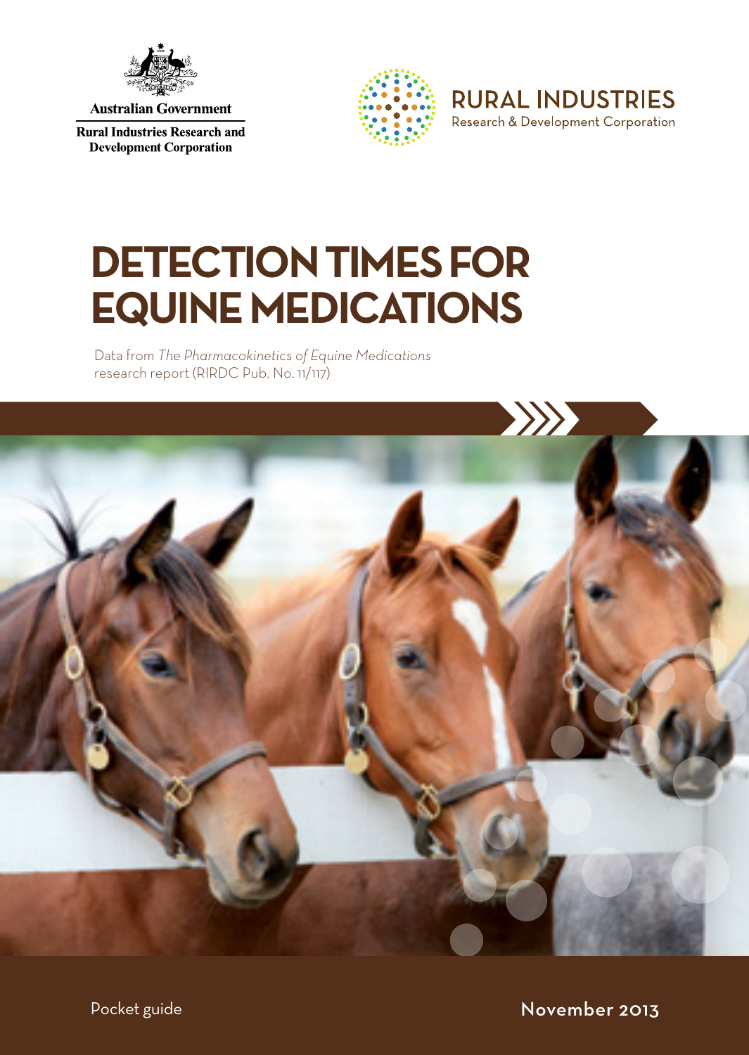Australian Government

Rural Industries Research and Development Corporation

RURAL INDUSTRIES
Research & Development Corporation

# DETECTION TIMES FOR EQUINE MEDICATIONS

Data from *The Pharmacokinetics of Equine Medications* research report (RIRDC Pub. No. 11/117)

Pocket guide

November 2013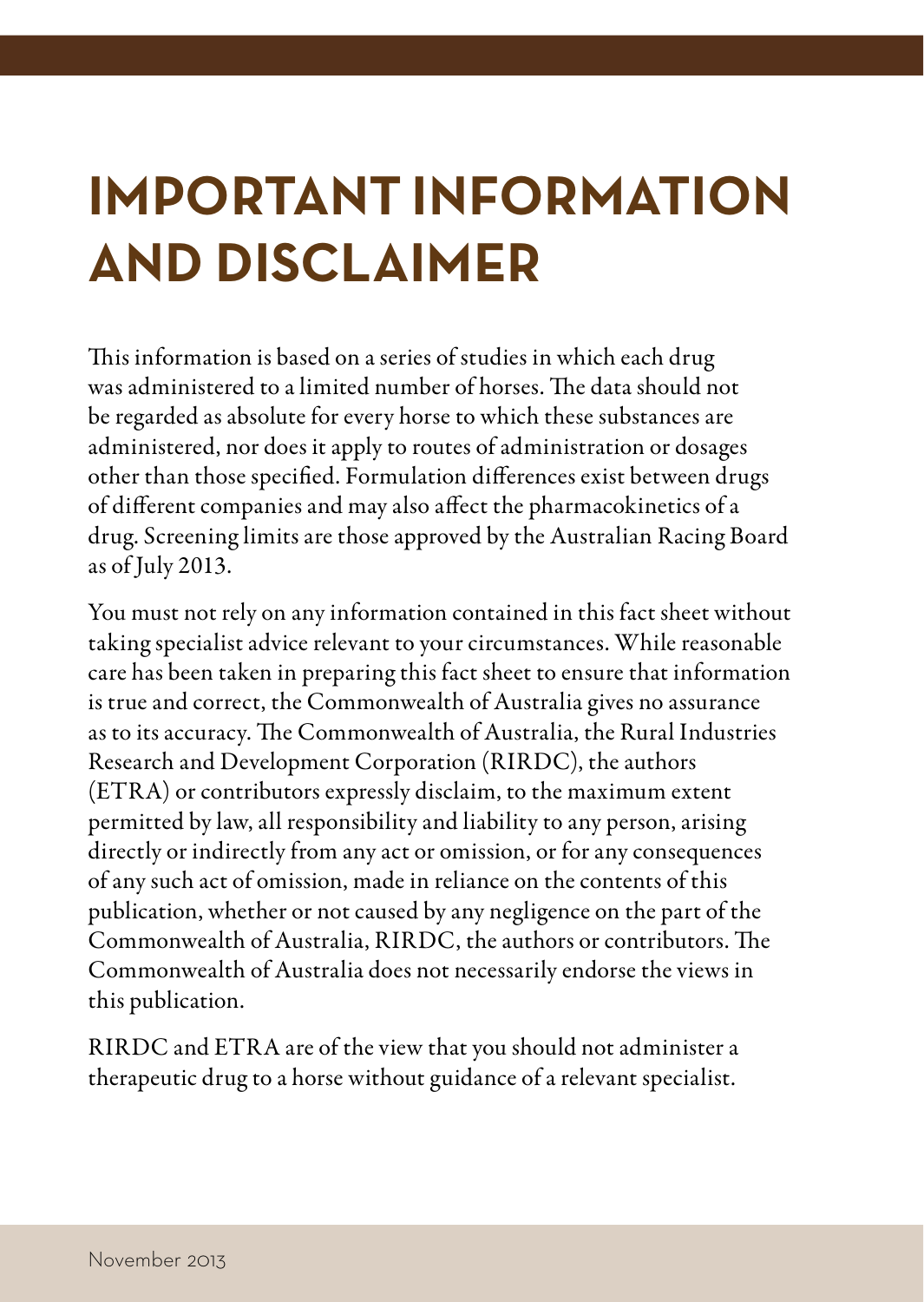# IMPORTANT INFORMATION AND DISCLAIMER

This information is based on a series of studies in which each drug was administered to a limited number of horses. The data should not be regarded as absolute for every horse to which these substances are administered, nor does it apply to routes of administration or dosages other than those specified. Formulation differences exist between drugs of different companies and may also affect the pharmacokinetics of a drug. Screening limits are those approved by the Australian Racing Board as of July 2013.

You must not rely on any information contained in this fact sheet without taking specialist advice relevant to your circumstances. While reasonable care has been taken in preparing this fact sheet to ensure that information is true and correct, the Commonwealth of Australia gives no assurance as to its accuracy. The Commonwealth of Australia, the Rural Industries Research and Development Corporation (RIRDC), the authors (ETRA) or contributors expressly disclaim, to the maximum extent permitted by law, all responsibility and liability to any person, arising directly or indirectly from any act or omission, or for any consequences of any such act of omission, made in reliance on the contents of this publication, whether or not caused by any negligence on the part of the Commonwealth of Australia, RIRDC, the authors or contributors. The Commonwealth of Australia does not necessarily endorse the views in this publication.

RIRDC and ETRA are of the view that you should not administer a therapeutic drug to a horse without guidance of a relevant specialist.

November 2013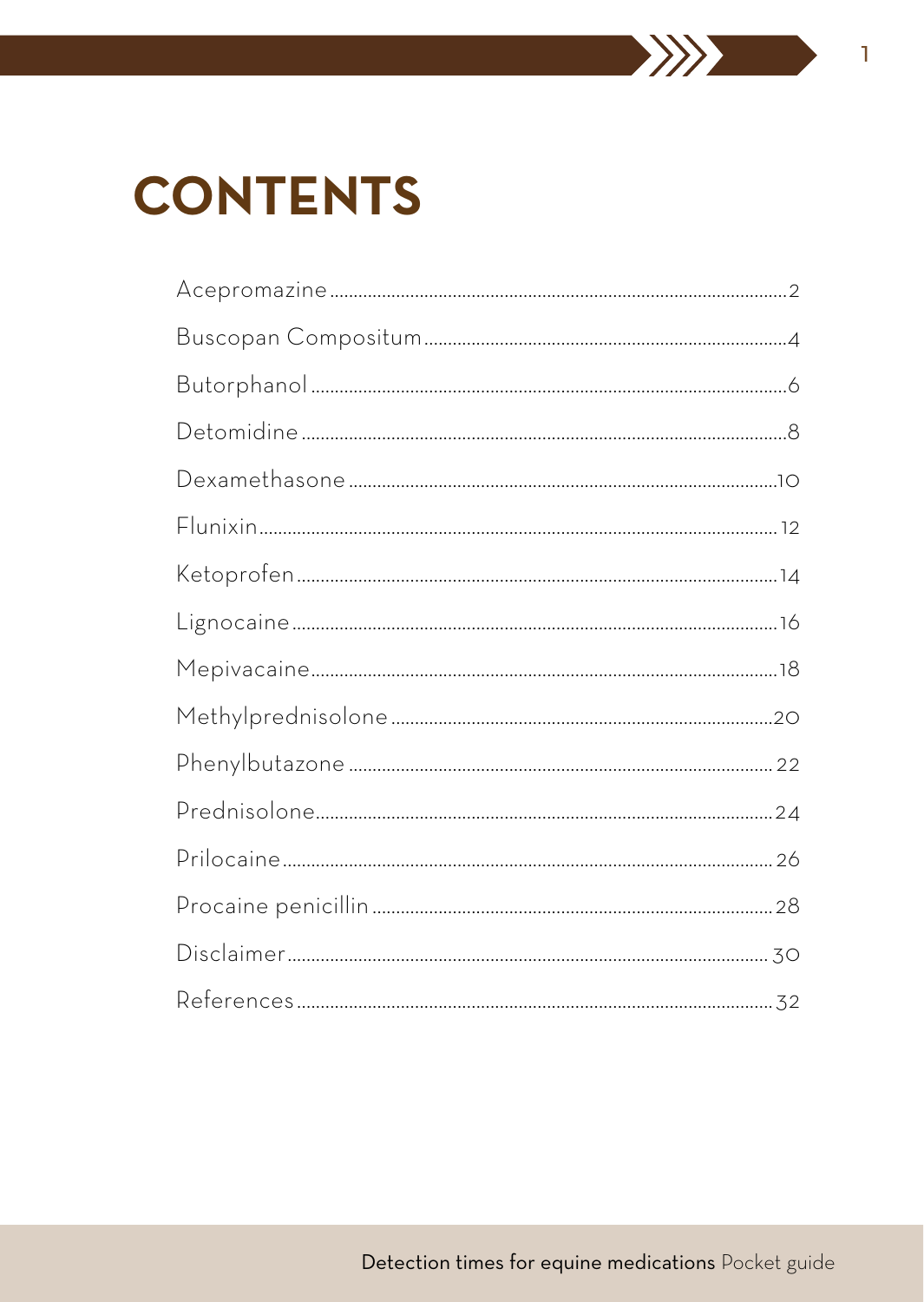# CONTENTS

Acepromazine ........ 2
Buscopan Compositum ........ 4
Butorphanol ........ 6
Detomidine ........ 8
Dexamethasone ........ 10
Flunixin ........ 12
Ketoprofen ........ 14
Lignocaine ........ 16
Mepivacaine ........ 18
Methylprednisolone ........ 20
Phenylbutazone ........ 22
Prednisolone ........ 24
Prilocaine ........ 26
Procaine penicillin ........ 28
Disclaimer ........ 30
References ........ 32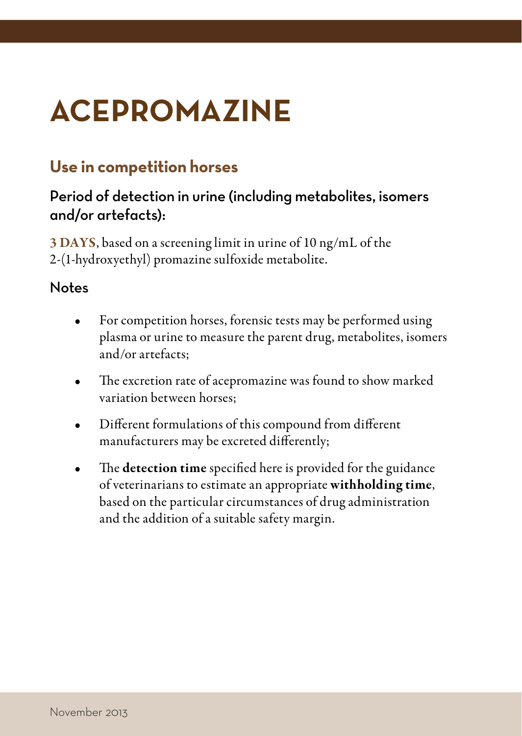# ACEPROMAZINE

## Use in competition horses

### Period of detection in urine (including metabolites, isomers and/or artefacts):

**3 DAYS**, based on a screening limit in urine of 10 ng/mL of the 2-(1-hydroxyethyl) promazine sulfoxide metabolite.

### Notes

- For competition horses, forensic tests may be performed using plasma or urine to measure the parent drug, metabolites, isomers and/or artefacts;
- The excretion rate of acepromazine was found to show marked variation between horses;
- Different formulations of this compound from different manufacturers may be excreted differently;
- The **detection time** specified here is provided for the guidance of veterinarians to estimate an appropriate **withholding time**, based on the particular circumstances of drug administration and the addition of a suitable safety margin.

November 2013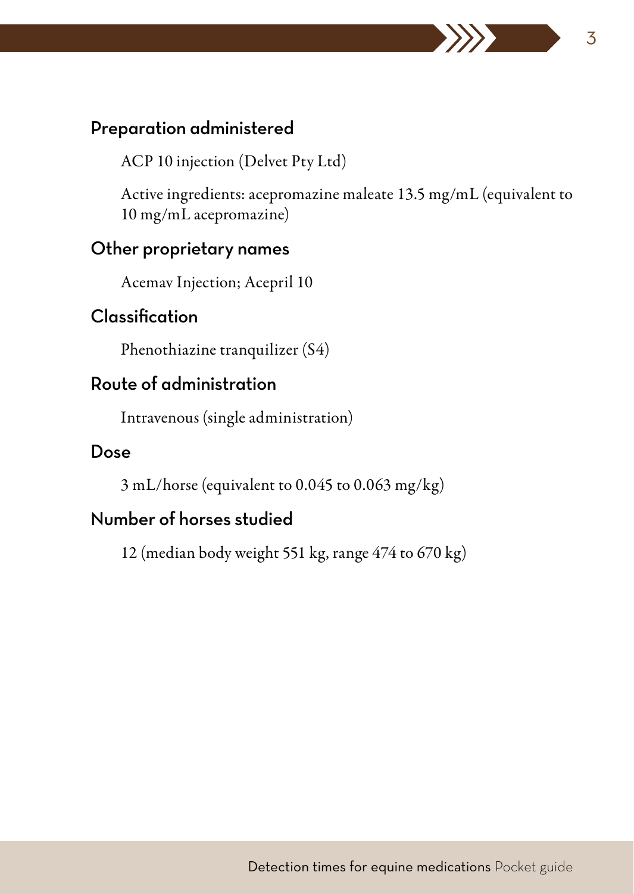## Preparation administered

ACP 10 injection (Delvet Pty Ltd)

Active ingredients: acepromazine maleate 13.5 mg/mL (equivalent to 10 mg/mL acepromazine)

## Other proprietary names

Acemav Injection; Acepril 10

## Classification

Phenothiazine tranquilizer (S4)

## Route of administration

Intravenous (single administration)

## Dose

3 mL/horse (equivalent to 0.045 to 0.063 mg/kg)

## Number of horses studied

12 (median body weight 551 kg, range 474 to 670 kg)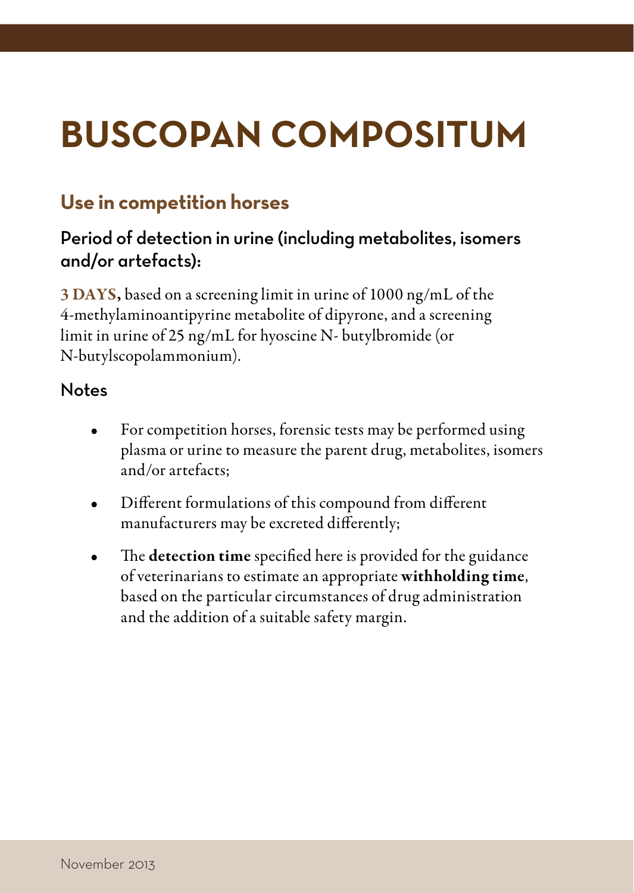# BUSCOPAN COMPOSITUM

## Use in competition horses

### Period of detection in urine (including metabolites, isomers and/or artefacts):

**3 DAYS,** based on a screening limit in urine of 1000 ng/mL of the 4-methylaminoantipyrine metabolite of dipyrone, and a screening limit in urine of 25 ng/mL for hyoscine N- butylbromide (or N-butylscopolammonium).

### Notes

- For competition horses, forensic tests may be performed using plasma or urine to measure the parent drug, metabolites, isomers and/or artefacts;
- Different formulations of this compound from different manufacturers may be excreted differently;
- The **detection time** specified here is provided for the guidance of veterinarians to estimate an appropriate **withholding time**, based on the particular circumstances of drug administration and the addition of a suitable safety margin.

November 2013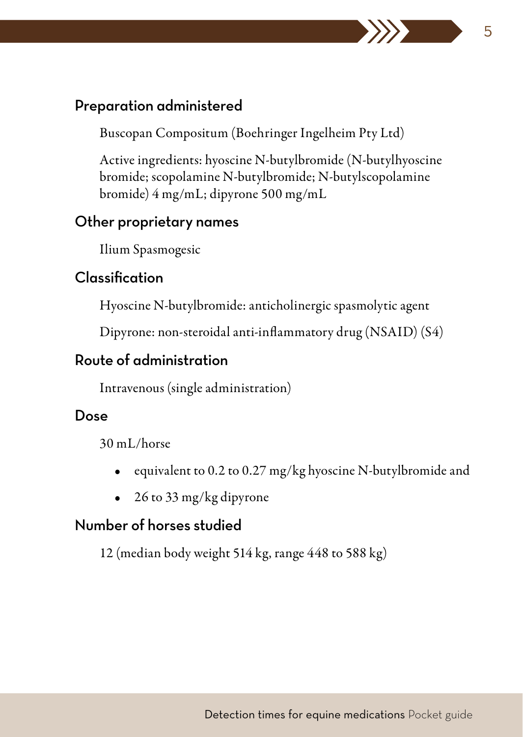## Preparation administered

Buscopan Compositum (Boehringer Ingelheim Pty Ltd)

Active ingredients: hyoscine N-butylbromide (N-butylhyoscine bromide; scopolamine N-butylbromide; N-butylscopolamine bromide) 4 mg/mL; dipyrone 500 mg/mL

## Other proprietary names

Ilium Spasmogesic

## Classification

Hyoscine N-butylbromide: anticholinergic spasmolytic agent

Dipyrone: non-steroidal anti-inflammatory drug (NSAID) (S4)

## Route of administration

Intravenous (single administration)

## Dose

30 mL/horse

- equivalent to 0.2 to 0.27 mg/kg hyoscine N-butylbromide and
- 26 to 33 mg/kg dipyrone

## Number of horses studied

12 (median body weight 514 kg, range 448 to 588 kg)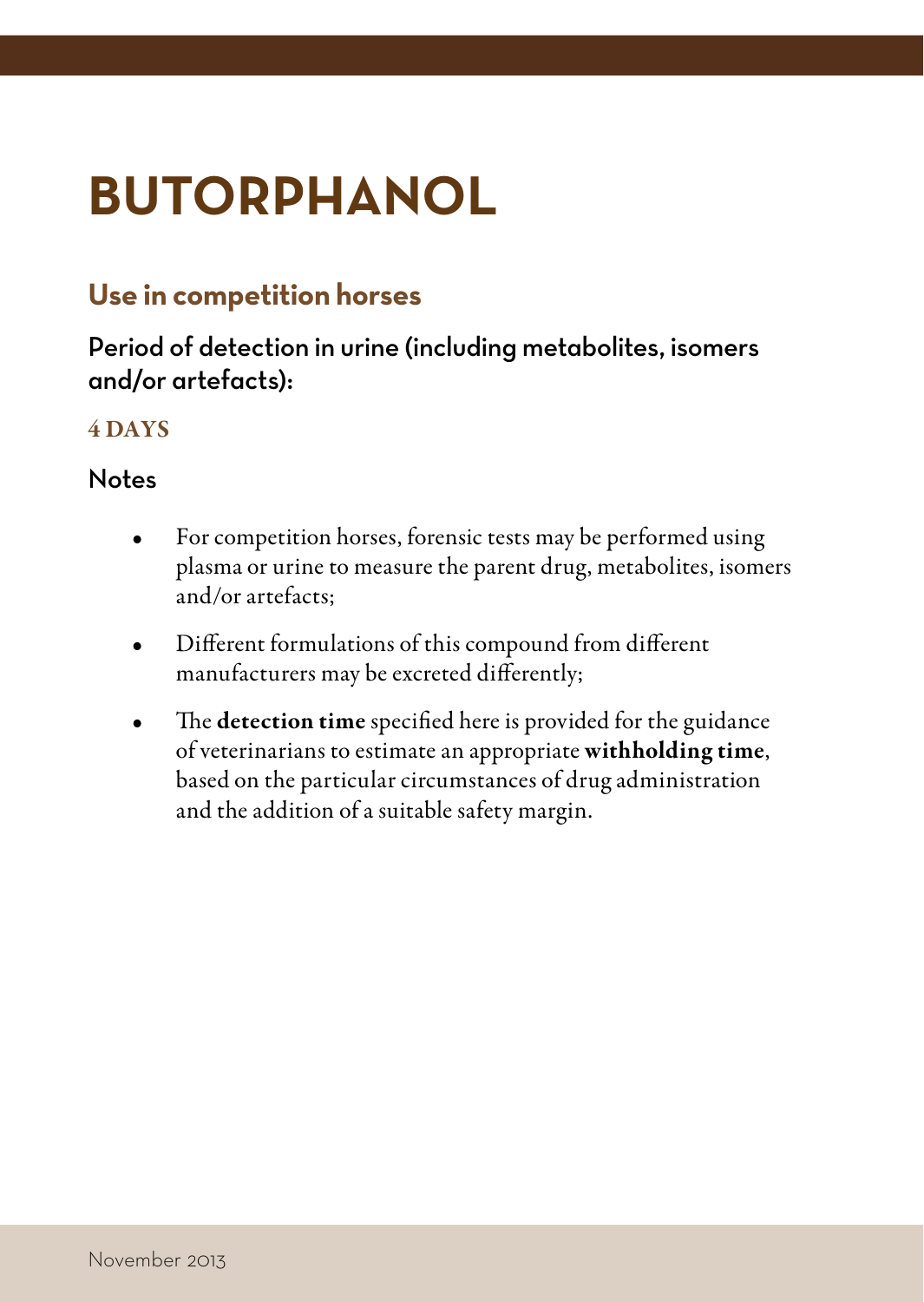# BUTORPHANOL

## Use in competition horses

### Period of detection in urine (including metabolites, isomers and/or artefacts):

**4 DAYS**

### Notes

- For competition horses, forensic tests may be performed using plasma or urine to measure the parent drug, metabolites, isomers and/or artefacts;
- Different formulations of this compound from different manufacturers may be excreted differently;
- The **detection time** specified here is provided for the guidance of veterinarians to estimate an appropriate **withholding time**, based on the particular circumstances of drug administration and the addition of a suitable safety margin.

November 2013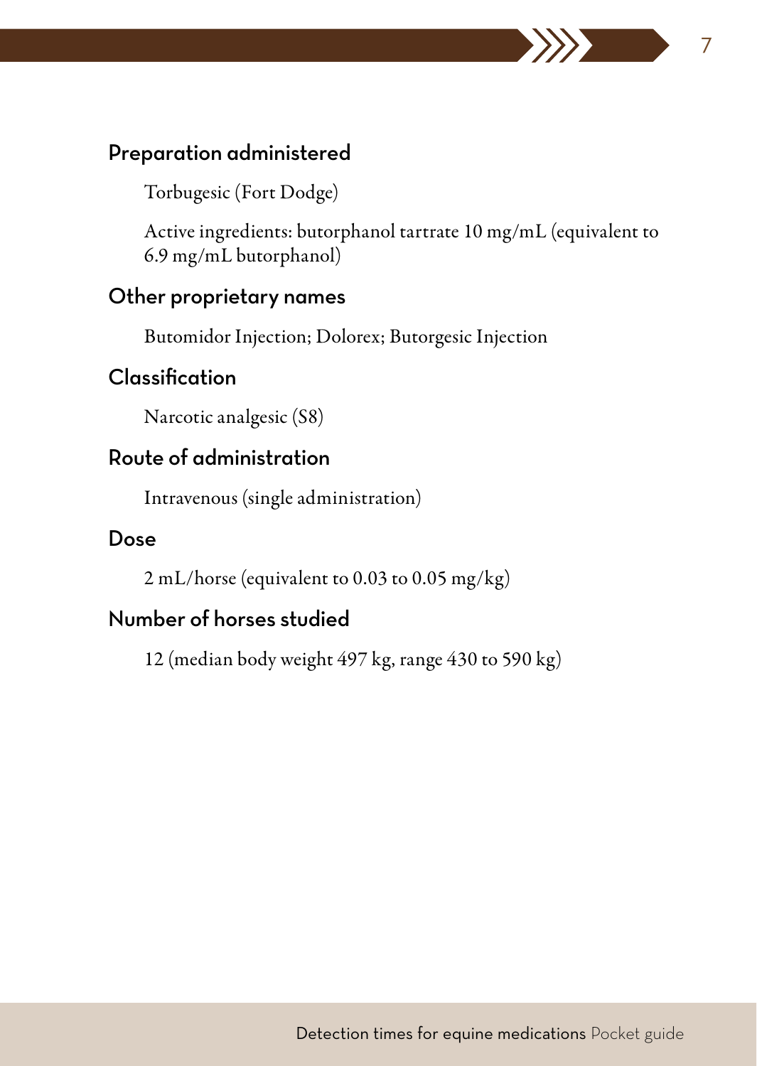## Preparation administered

Torbugesic (Fort Dodge)

Active ingredients: butorphanol tartrate 10 mg/mL (equivalent to 6.9 mg/mL butorphanol)

## Other proprietary names

Butomidor Injection; Dolorex; Butorgesic Injection

## Classification

Narcotic analgesic (S8)

## Route of administration

Intravenous (single administration)

## Dose

2 mL/horse (equivalent to 0.03 to 0.05 mg/kg)

## Number of horses studied

12 (median body weight 497 kg, range 430 to 590 kg)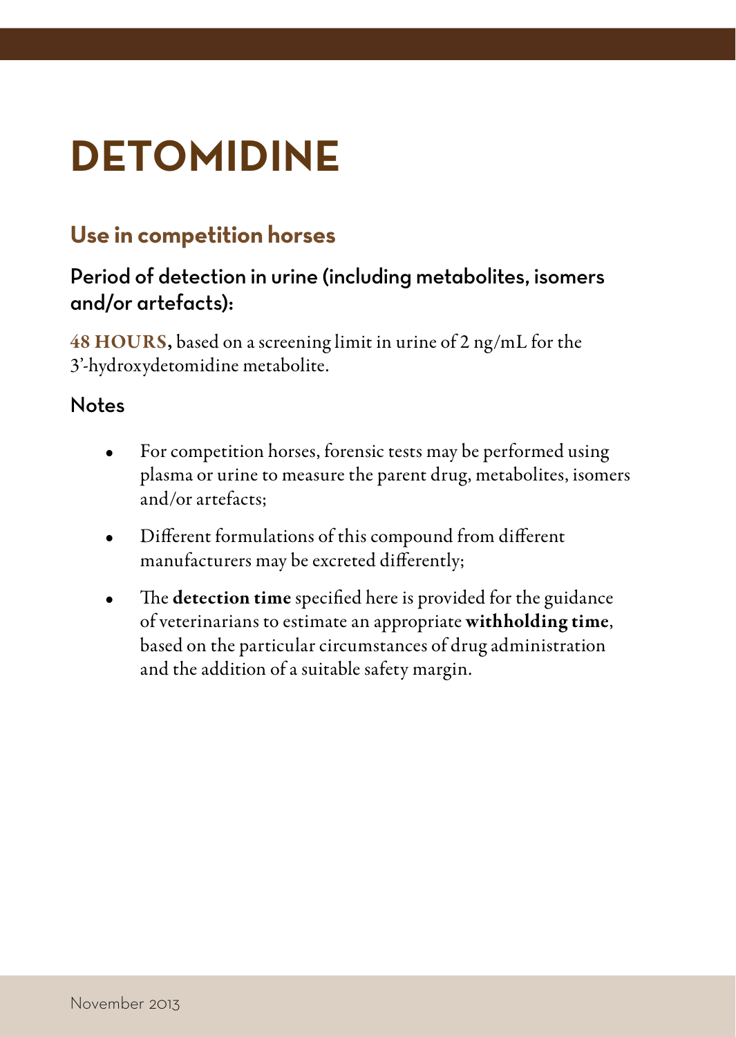# DETOMIDINE

## Use in competition horses

### Period of detection in urine (including metabolites, isomers and/or artefacts):

**48 HOURS,** based on a screening limit in urine of 2 ng/mL for the 3'-hydroxydetomidine metabolite.

### Notes

- For competition horses, forensic tests may be performed using plasma or urine to measure the parent drug, metabolites, isomers and/or artefacts;
- Different formulations of this compound from different manufacturers may be excreted differently;
- The **detection time** specified here is provided for the guidance of veterinarians to estimate an appropriate **withholding time**, based on the particular circumstances of drug administration and the addition of a suitable safety margin.

November 2013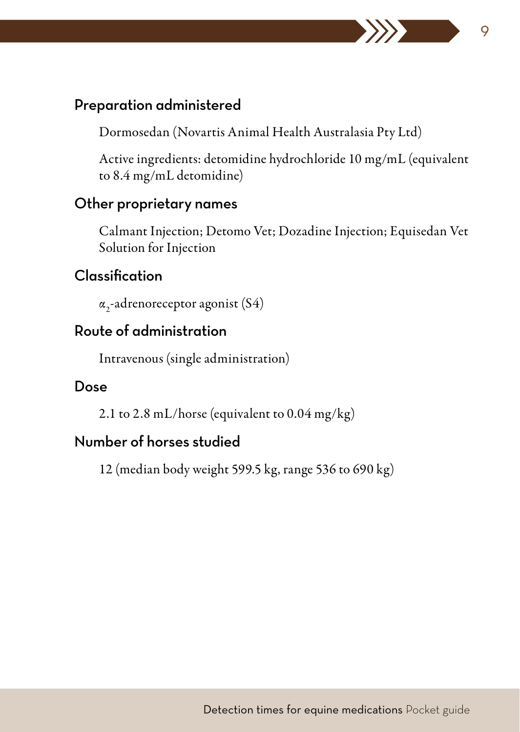## Preparation administered

Dormosedan (Novartis Animal Health Australasia Pty Ltd)

Active ingredients: detomidine hydrochloride 10 mg/mL (equivalent to 8.4 mg/mL detomidine)

## Other proprietary names

Calmant Injection; Detomo Vet; Dozadine Injection; Equisedan Vet Solution for Injection

## Classification

$\alpha_2$-adrenoreceptor agonist (S4)

## Route of administration

Intravenous (single administration)

## Dose

2.1 to 2.8 mL/horse (equivalent to 0.04 mg/kg)

## Number of horses studied

12 (median body weight 599.5 kg, range 536 to 690 kg)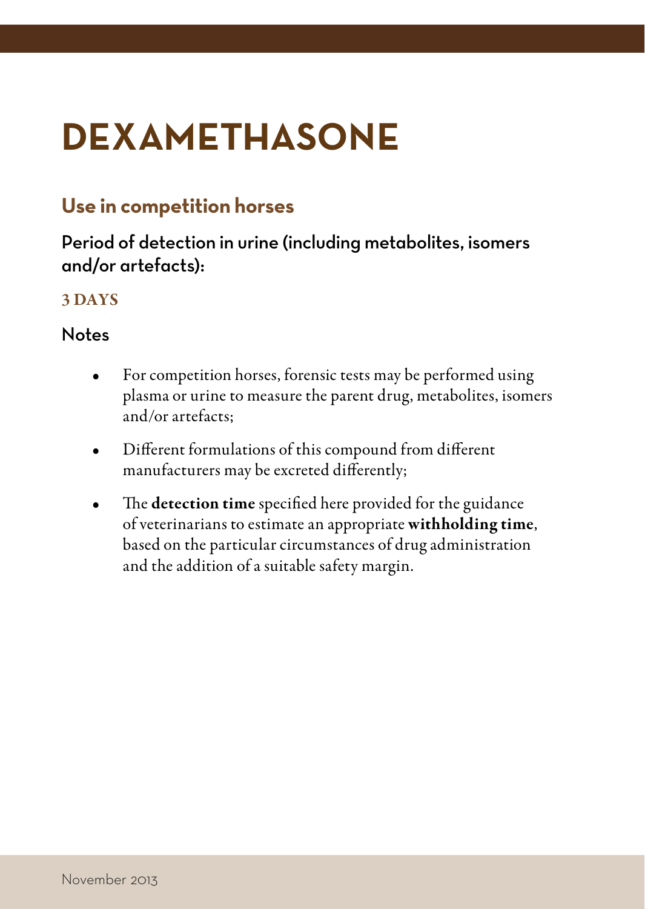# DEXAMETHASONE

## Use in competition horses

### Period of detection in urine (including metabolites, isomers and/or artefacts):

**3 DAYS**

### Notes

- For competition horses, forensic tests may be performed using plasma or urine to measure the parent drug, metabolites, isomers and/or artefacts;
- Different formulations of this compound from different manufacturers may be excreted differently;
- The **detection time** specified here provided for the guidance of veterinarians to estimate an appropriate **withholding time**, based on the particular circumstances of drug administration and the addition of a suitable safety margin.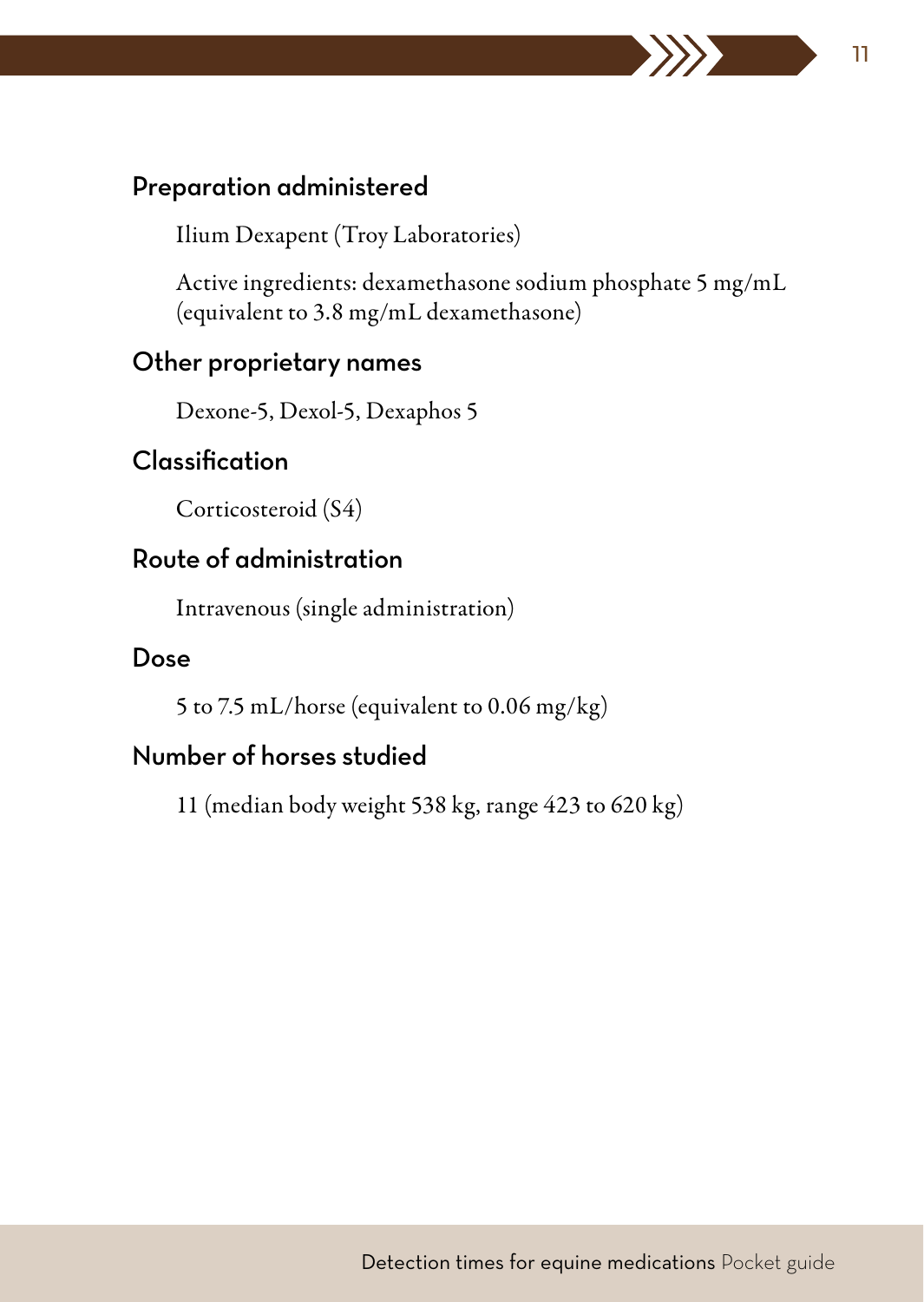## Preparation administered

Ilium Dexapent (Troy Laboratories)

Active ingredients: dexamethasone sodium phosphate 5 mg/mL (equivalent to 3.8 mg/mL dexamethasone)

## Other proprietary names

Dexone-5, Dexol-5, Dexaphos 5

## Classification

Corticosteroid (S4)

## Route of administration

Intravenous (single administration)

## Dose

5 to 7.5 mL/horse (equivalent to 0.06 mg/kg)

## Number of horses studied

11 (median body weight 538 kg, range 423 to 620 kg)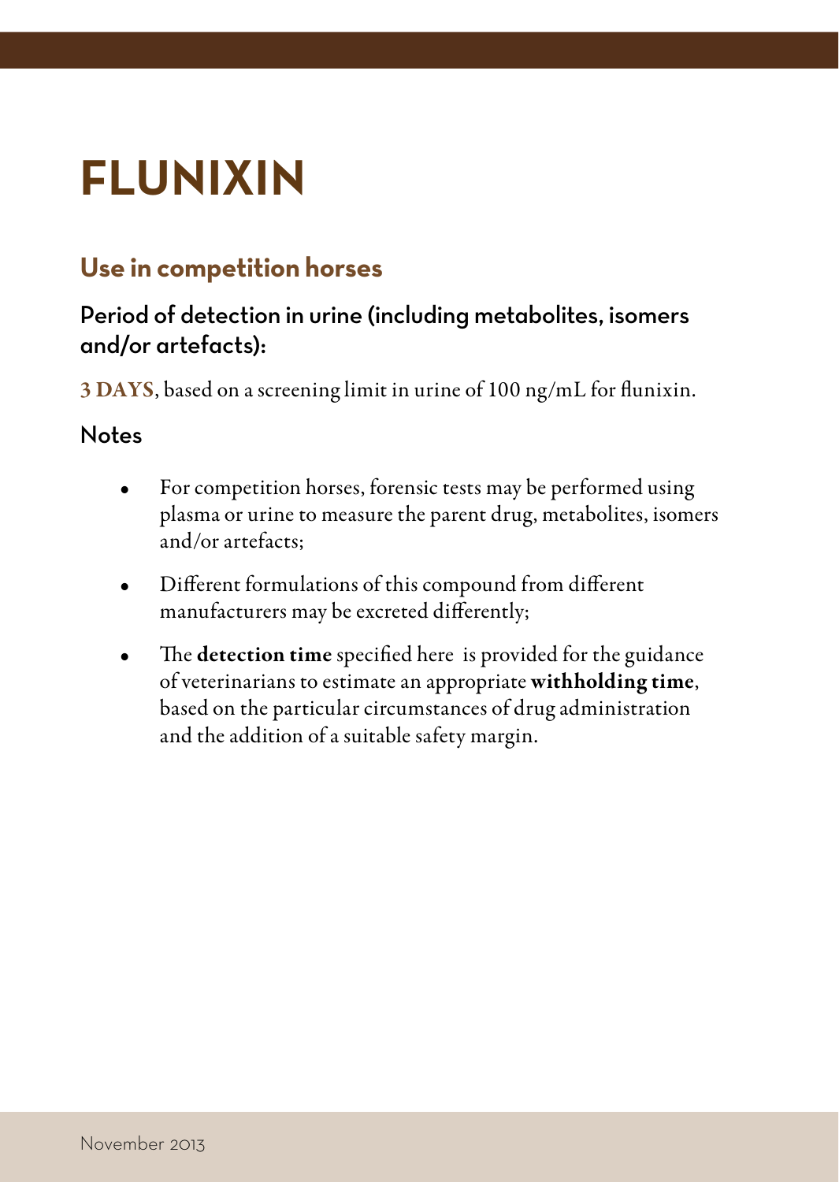# FLUNIXIN

## Use in competition horses

### Period of detection in urine (including metabolites, isomers and/or artefacts):

**3 DAYS**, based on a screening limit in urine of 100 ng/mL for flunixin.

### Notes

- For competition horses, forensic tests may be performed using plasma or urine to measure the parent drug, metabolites, isomers and/or artefacts;
- Different formulations of this compound from different manufacturers may be excreted differently;
- The **detection time** specified here is provided for the guidance of veterinarians to estimate an appropriate **withholding time**, based on the particular circumstances of drug administration and the addition of a suitable safety margin.

November 2013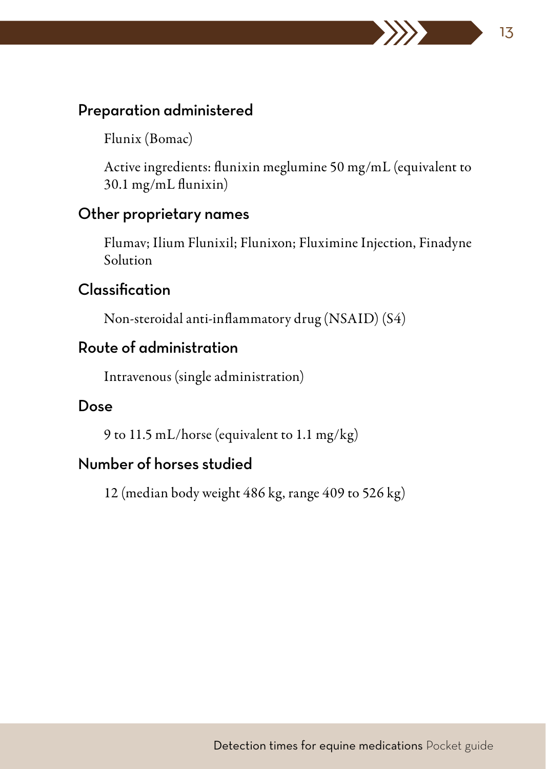## Preparation administered

Flunix (Bomac)

Active ingredients: flunixin meglumine 50 mg/mL (equivalent to 30.1 mg/mL flunixin)

## Other proprietary names

Flumav; Ilium Flunixil; Flunixon; Fluximine Injection, Finadyne Solution

## Classification

Non-steroidal anti-inflammatory drug (NSAID) (S4)

## Route of administration

Intravenous (single administration)

## Dose

9 to 11.5 mL/horse (equivalent to 1.1 mg/kg)

## Number of horses studied

12 (median body weight 486 kg, range 409 to 526 kg)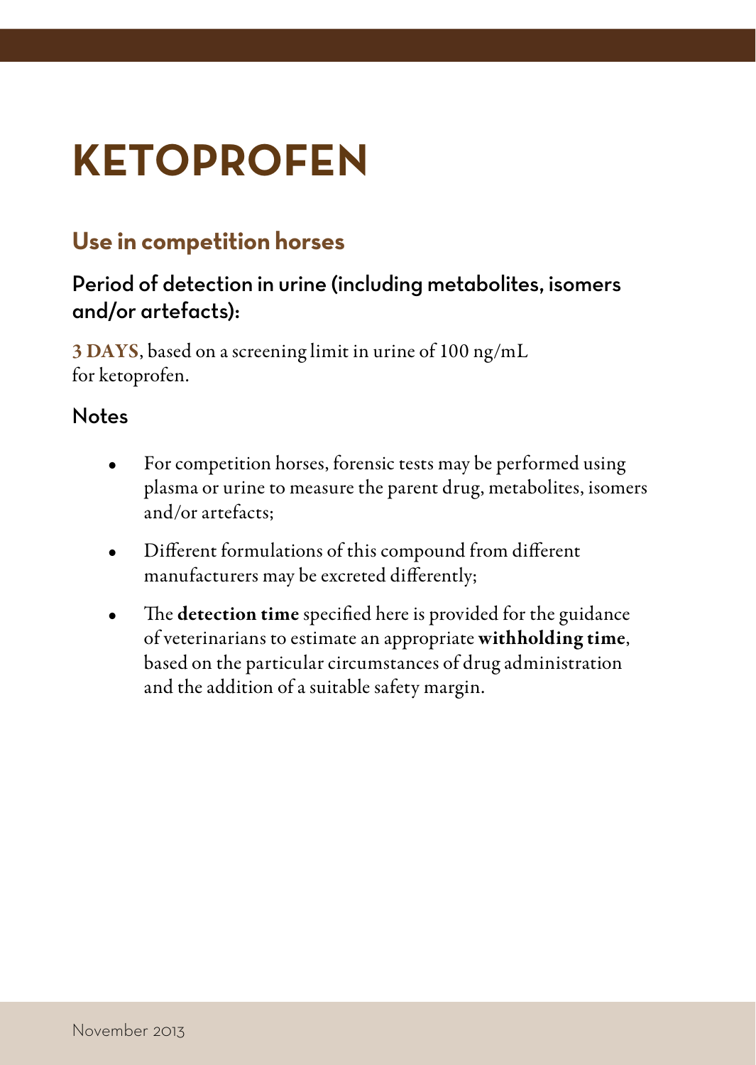# KETOPROFEN

## Use in competition horses

### Period of detection in urine (including metabolites, isomers and/or artefacts):

**3 DAYS**, based on a screening limit in urine of 100 ng/mL for ketoprofen.

### Notes

- For competition horses, forensic tests may be performed using plasma or urine to measure the parent drug, metabolites, isomers and/or artefacts;
- Different formulations of this compound from different manufacturers may be excreted differently;
- The **detection time** specified here is provided for the guidance of veterinarians to estimate an appropriate **withholding time**, based on the particular circumstances of drug administration and the addition of a suitable safety margin.

November 2013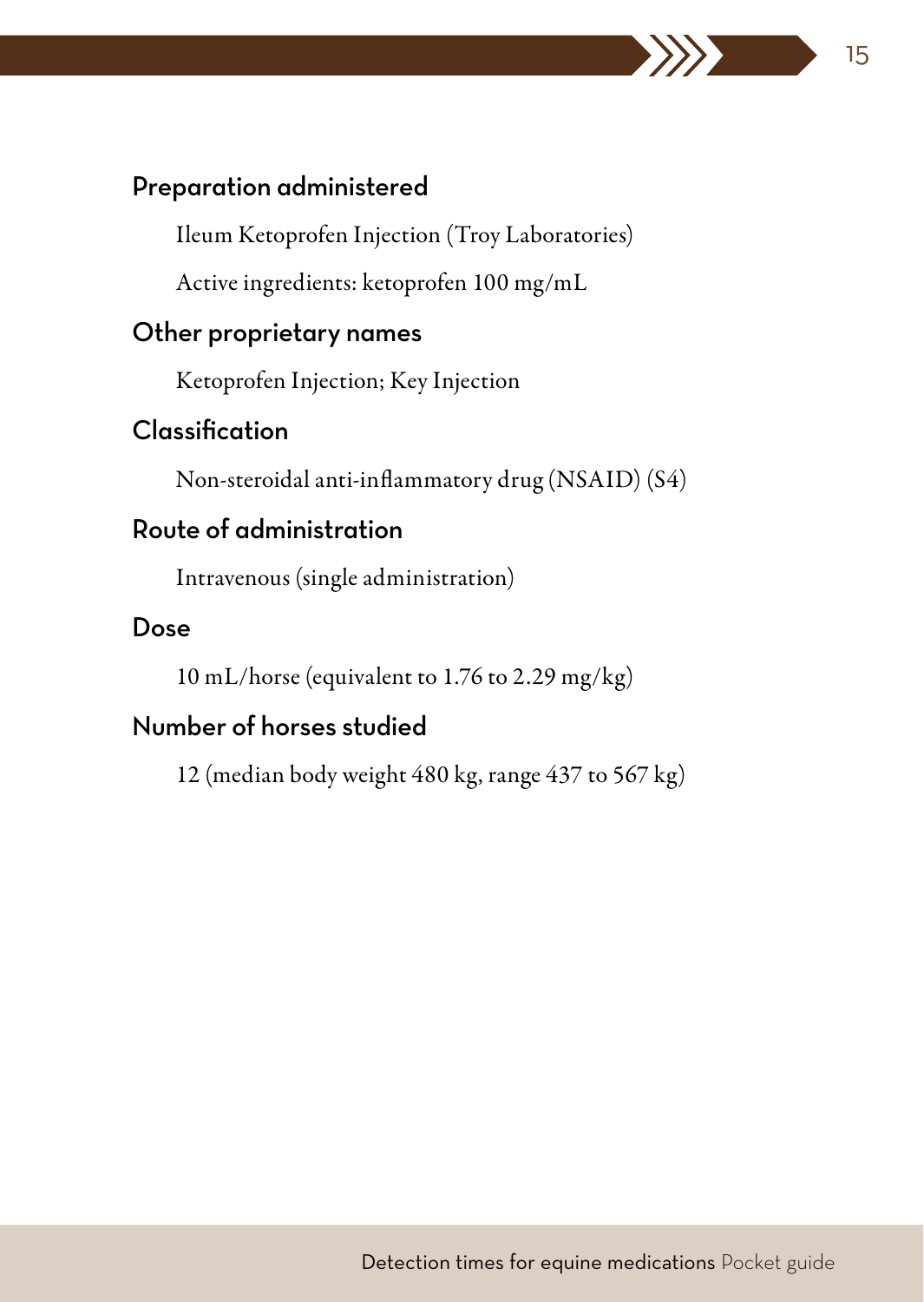## Preparation administered

Ileum Ketoprofen Injection (Troy Laboratories)

Active ingredients: ketoprofen 100 mg/mL

## Other proprietary names

Ketoprofen Injection; Key Injection

## Classification

Non-steroidal anti-inflammatory drug (NSAID) (S4)

## Route of administration

Intravenous (single administration)

## Dose

10 mL/horse (equivalent to 1.76 to 2.29 mg/kg)

## Number of horses studied

12 (median body weight 480 kg, range 437 to 567 kg)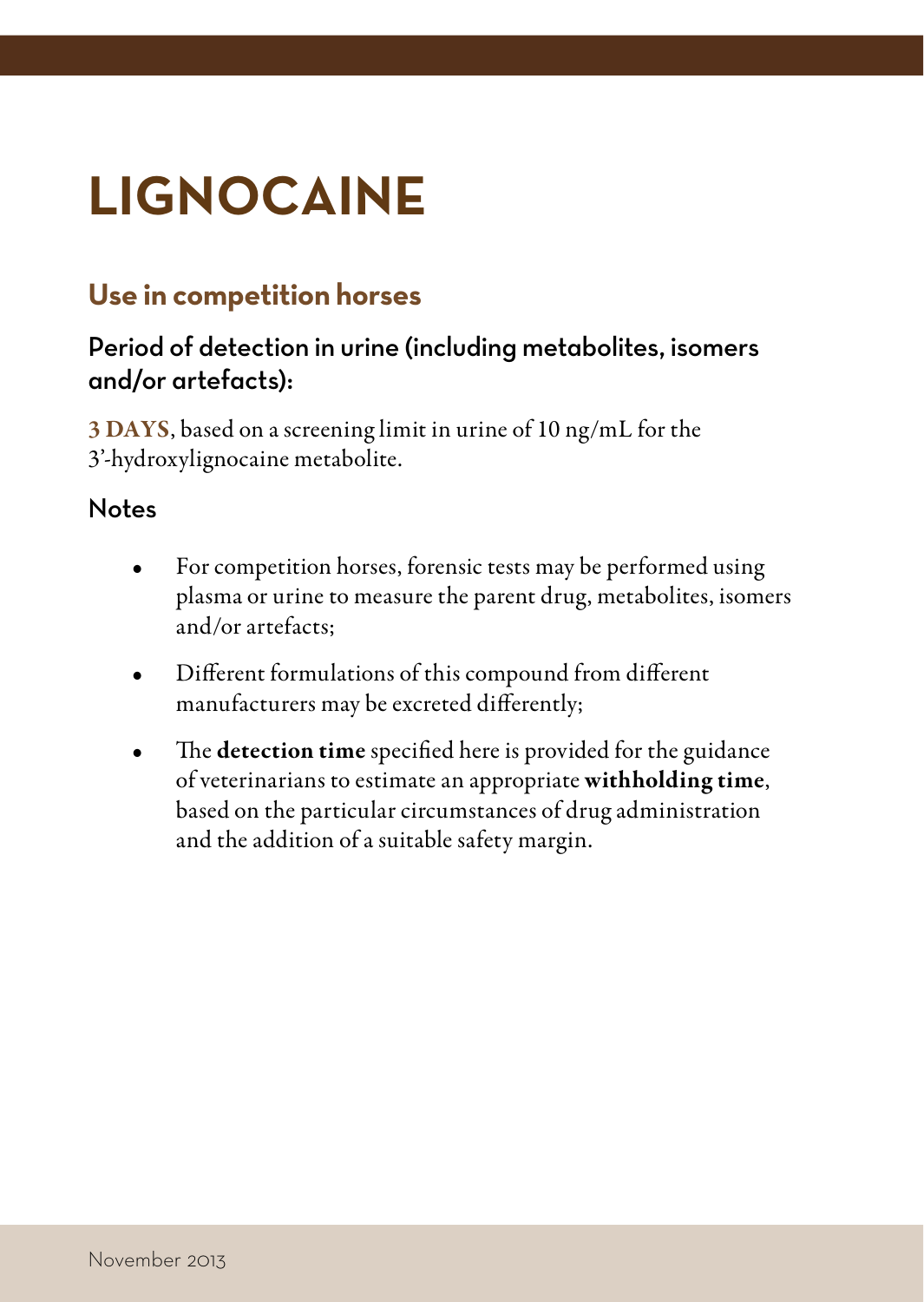# LIGNOCAINE

## Use in competition horses

### Period of detection in urine (including metabolites, isomers and/or artefacts):

**3 DAYS**, based on a screening limit in urine of 10 ng/mL for the 3'-hydroxylignocaine metabolite.

### Notes

- For competition horses, forensic tests may be performed using plasma or urine to measure the parent drug, metabolites, isomers and/or artefacts;
- Different formulations of this compound from different manufacturers may be excreted differently;
- The **detection time** specified here is provided for the guidance of veterinarians to estimate an appropriate **withholding time**, based on the particular circumstances of drug administration and the addition of a suitable safety margin.

November 2013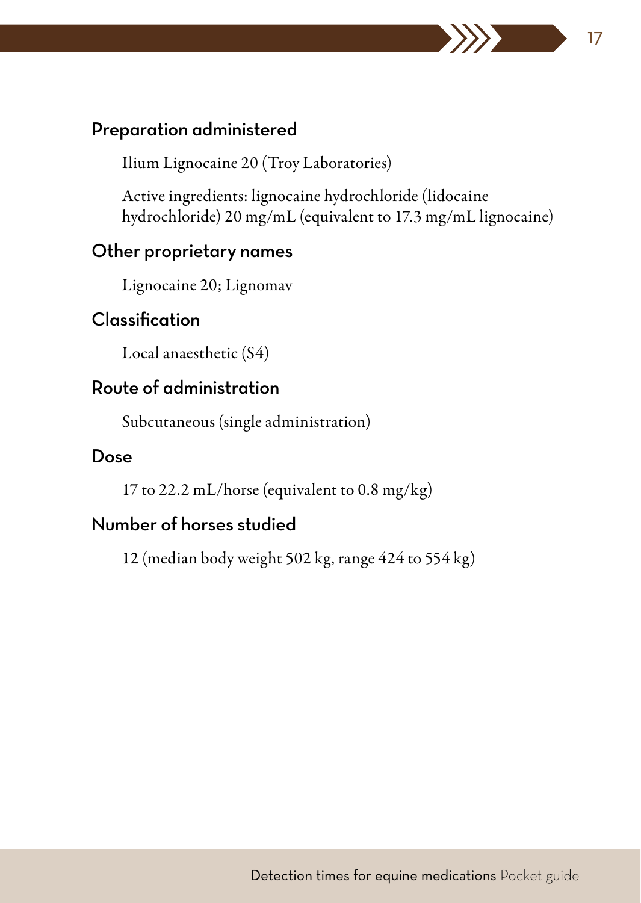### Preparation administered

Ilium Lignocaine 20 (Troy Laboratories)

Active ingredients: lignocaine hydrochloride (lidocaine hydrochloride) 20 mg/mL (equivalent to 17.3 mg/mL lignocaine)

### Other proprietary names

Lignocaine 20; Lignomav

### Classification

Local anaesthetic (S4)

### Route of administration

Subcutaneous (single administration)

### Dose

17 to 22.2 mL/horse (equivalent to 0.8 mg/kg)

### Number of horses studied

12 (median body weight 502 kg, range 424 to 554 kg)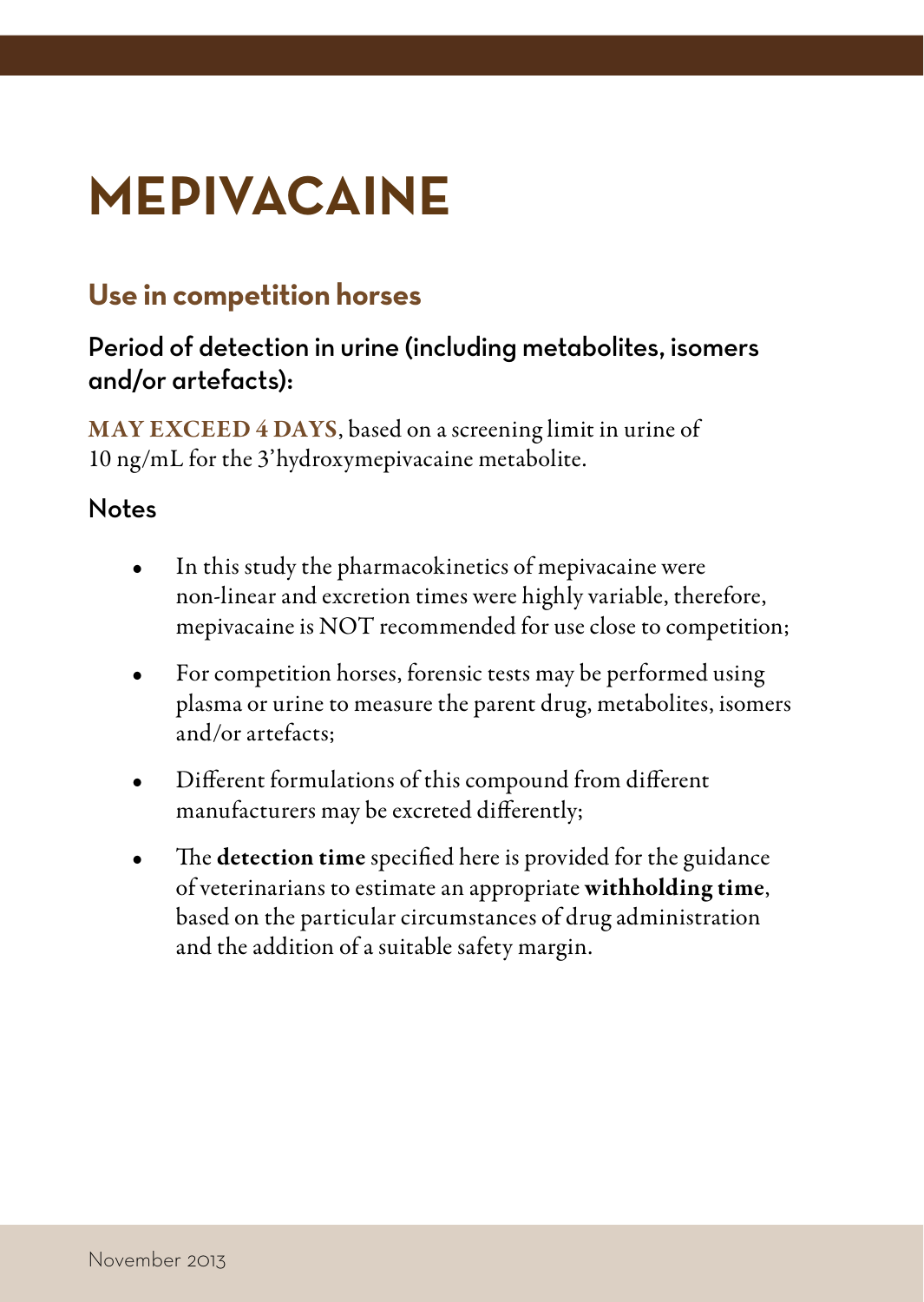# MEPIVACAINE

## Use in competition horses

### Period of detection in urine (including metabolites, isomers and/or artefacts):

**MAY EXCEED 4 DAYS**, based on a screening limit in urine of 10 ng/mL for the 3'hydroxymepivacaine metabolite.

### Notes

- In this study the pharmacokinetics of mepivacaine were non-linear and excretion times were highly variable, therefore, mepivacaine is NOT recommended for use close to competition;
- For competition horses, forensic tests may be performed using plasma or urine to measure the parent drug, metabolites, isomers and/or artefacts;
- Different formulations of this compound from different manufacturers may be excreted differently;
- The **detection time** specified here is provided for the guidance of veterinarians to estimate an appropriate **withholding time**, based on the particular circumstances of drug administration and the addition of a suitable safety margin.

November 2013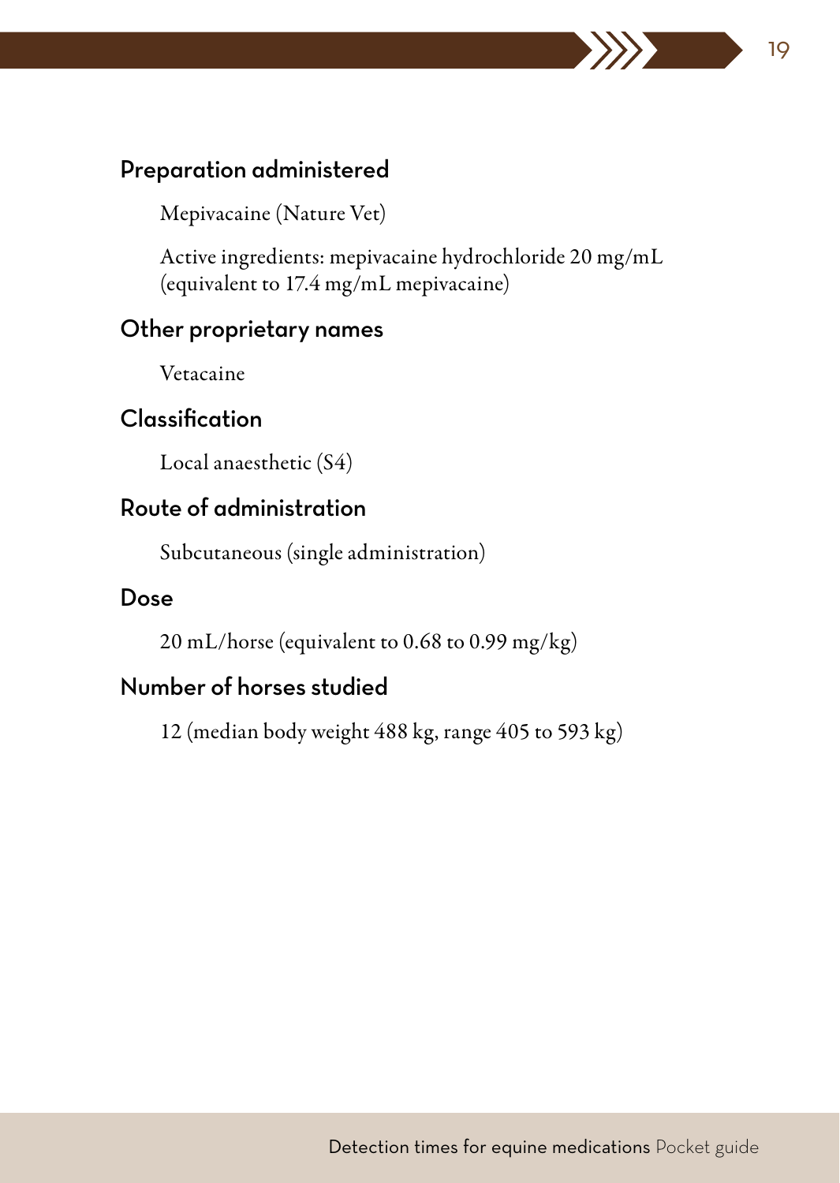## Preparation administered

Mepivacaine (Nature Vet)

Active ingredients: mepivacaine hydrochloride 20 mg/mL (equivalent to 17.4 mg/mL mepivacaine)

## Other proprietary names

Vetacaine

## Classification

Local anaesthetic (S4)

## Route of administration

Subcutaneous (single administration)

## Dose

20 mL/horse (equivalent to 0.68 to 0.99 mg/kg)

## Number of horses studied

12 (median body weight 488 kg, range 405 to 593 kg)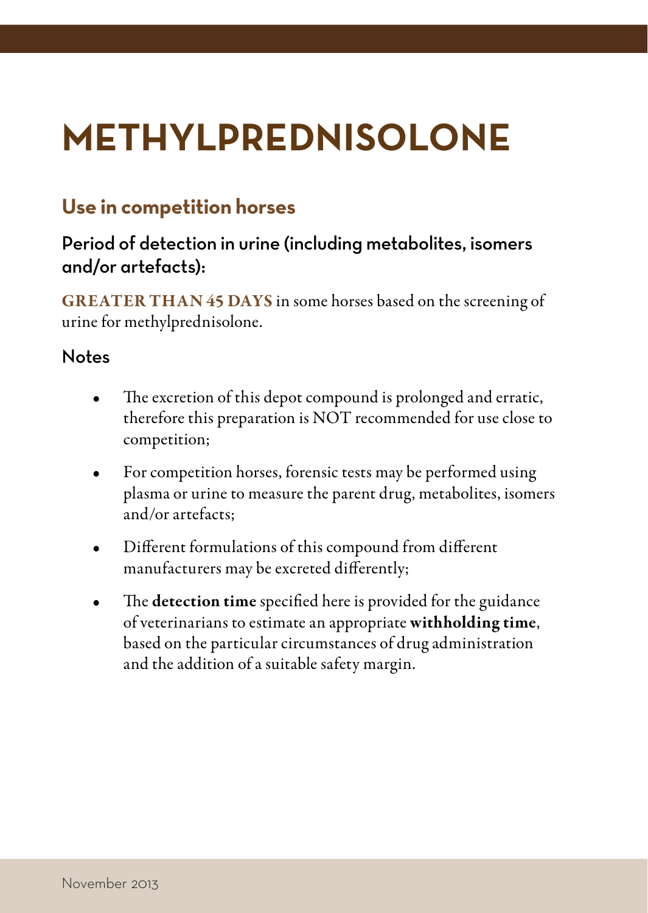# METHYLPREDNISOLONE

## Use in competition horses

### Period of detection in urine (including metabolites, isomers and/or artefacts):

**GREATER THAN 45 DAYS** in some horses based on the screening of urine for methylprednisolone.

### Notes

- The excretion of this depot compound is prolonged and erratic, therefore this preparation is NOT recommended for use close to competition;
- For competition horses, forensic tests may be performed using plasma or urine to measure the parent drug, metabolites, isomers and/or artefacts;
- Different formulations of this compound from different manufacturers may be excreted differently;
- The **detection time** specified here is provided for the guidance of veterinarians to estimate an appropriate **withholding time**, based on the particular circumstances of drug administration and the addition of a suitable safety margin.

November 2013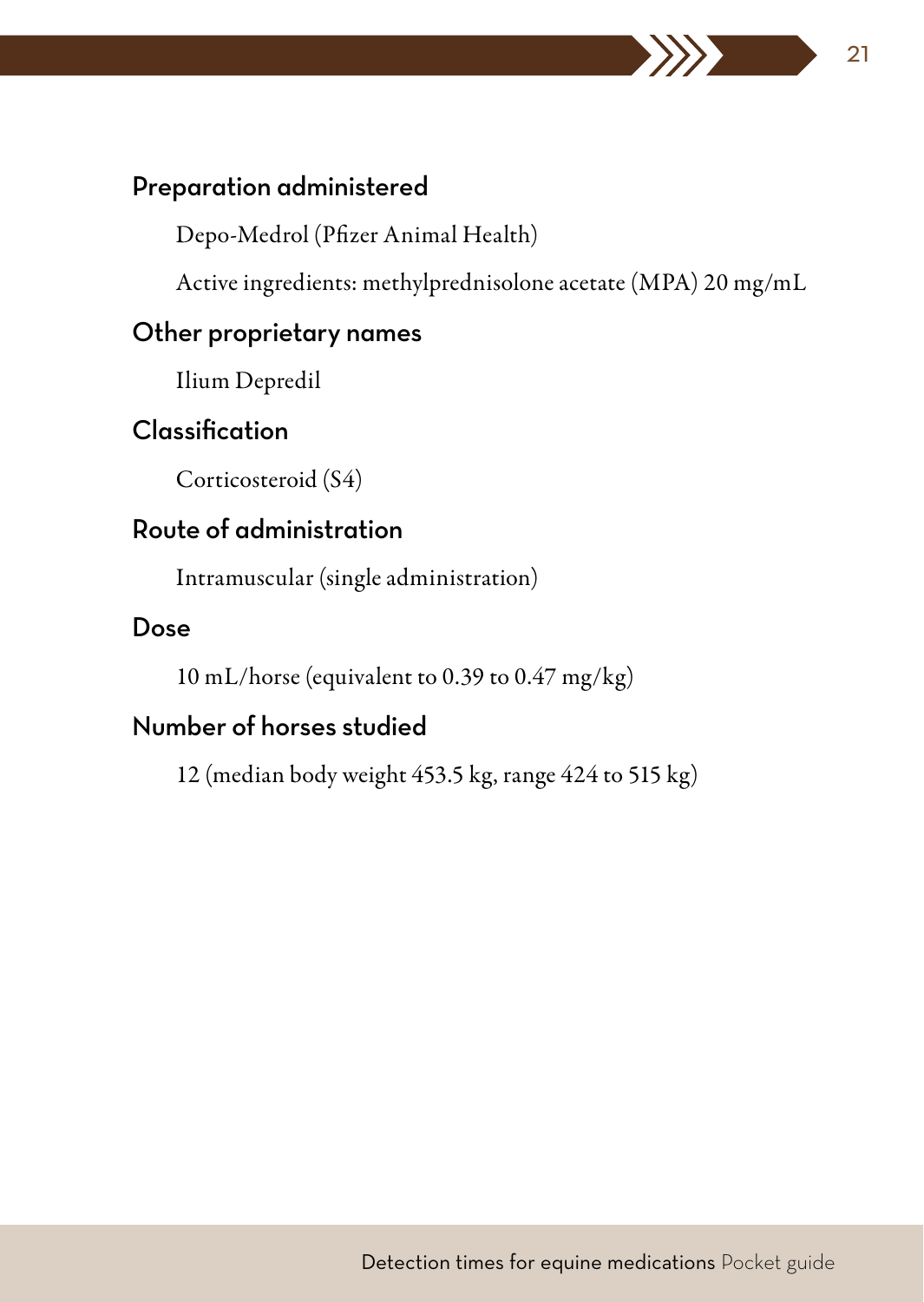### Preparation administered

Depo-Medrol (Pfizer Animal Health)

Active ingredients: methylprednisolone acetate (MPA) 20 mg/mL

### Other proprietary names

Ilium Depredil

### Classification

Corticosteroid (S4)

### Route of administration

Intramuscular (single administration)

### Dose

10 mL/horse (equivalent to 0.39 to 0.47 mg/kg)

### Number of horses studied

12 (median body weight 453.5 kg, range 424 to 515 kg)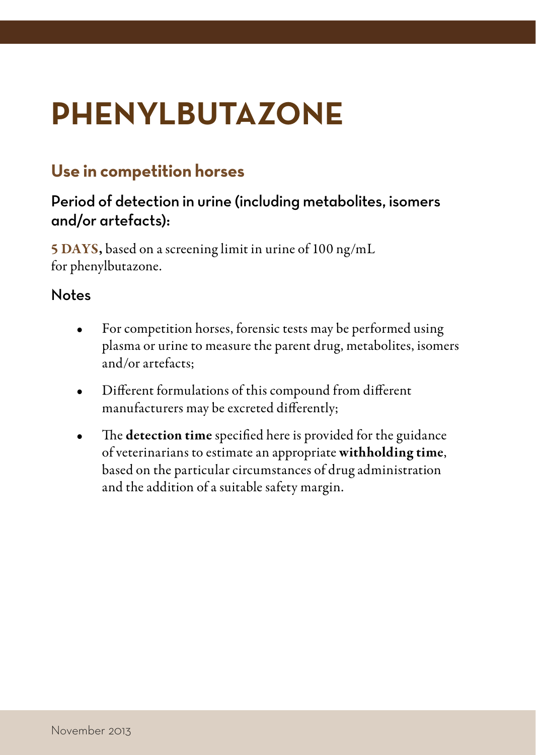# PHENYLBUTAZONE

## Use in competition horses

### Period of detection in urine (including metabolites, isomers and/or artefacts):

**5 DAYS,** based on a screening limit in urine of 100 ng/mL for phenylbutazone.

### Notes

- For competition horses, forensic tests may be performed using plasma or urine to measure the parent drug, metabolites, isomers and/or artefacts;
- Different formulations of this compound from different manufacturers may be excreted differently;
- The **detection time** specified here is provided for the guidance of veterinarians to estimate an appropriate **withholding time**, based on the particular circumstances of drug administration and the addition of a suitable safety margin.

November 2013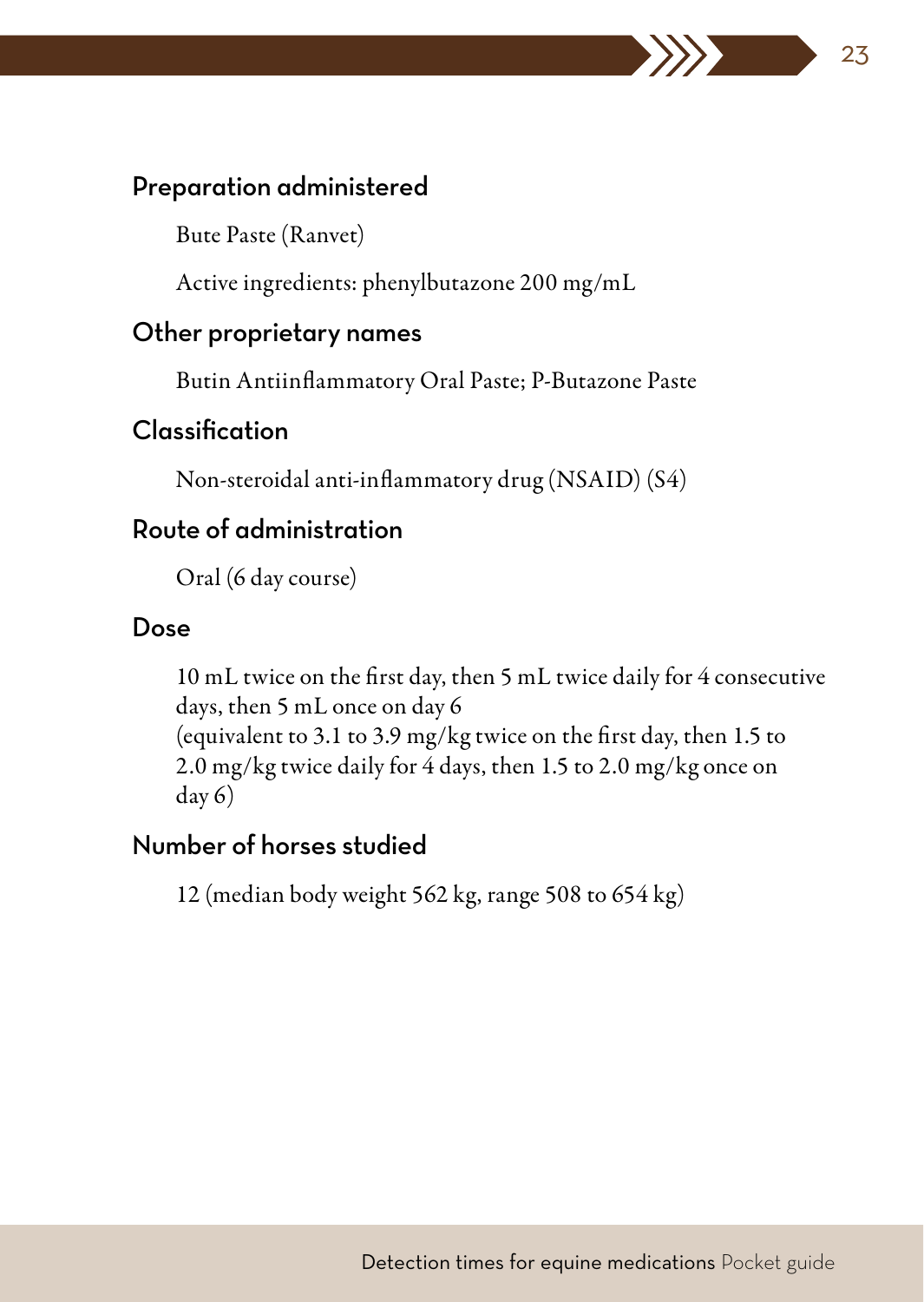### Preparation administered

Bute Paste (Ranvet)

Active ingredients: phenylbutazone 200 mg/mL

### Other proprietary names

Butin Antiinflammatory Oral Paste; P-Butazone Paste

### Classification

Non-steroidal anti-inflammatory drug (NSAID) (S4)

### Route of administration

Oral (6 day course)

### Dose

10 mL twice on the first day, then 5 mL twice daily for 4 consecutive days, then 5 mL once on day 6
(equivalent to 3.1 to 3.9 mg/kg twice on the first day, then 1.5 to 2.0 mg/kg twice daily for 4 days, then 1.5 to 2.0 mg/kg once on day 6)

### Number of horses studied

12 (median body weight 562 kg, range 508 to 654 kg)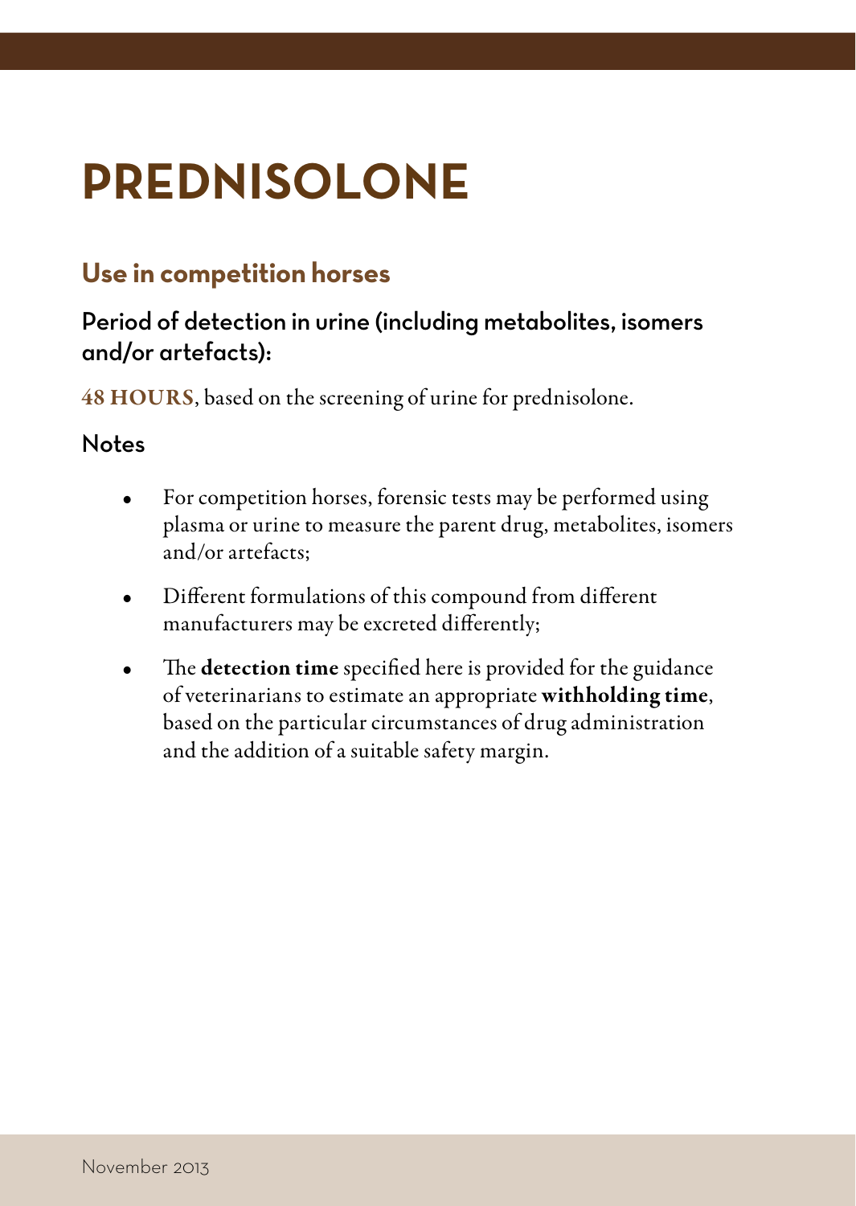# PREDNISOLONE

## Use in competition horses

### Period of detection in urine (including metabolites, isomers and/or artefacts):

**48 HOURS**, based on the screening of urine for prednisolone.

### Notes

- For competition horses, forensic tests may be performed using plasma or urine to measure the parent drug, metabolites, isomers and/or artefacts;
- Different formulations of this compound from different manufacturers may be excreted differently;
- The **detection time** specified here is provided for the guidance of veterinarians to estimate an appropriate **withholding time**, based on the particular circumstances of drug administration and the addition of a suitable safety margin.

November 2013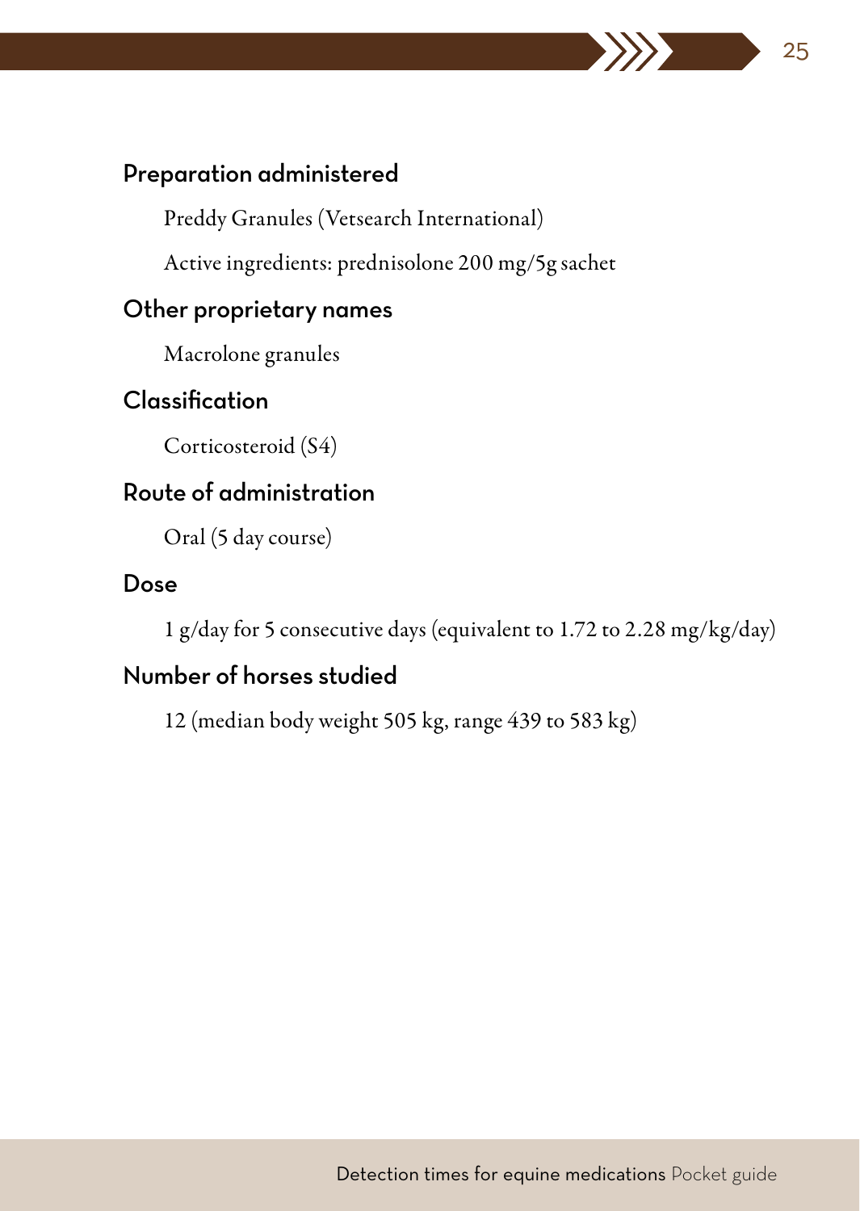## Preparation administered

Preddy Granules (Vetsearch International)

Active ingredients: prednisolone 200 mg/5g sachet

## Other proprietary names

Macrolone granules

## Classification

Corticosteroid (S4)

## Route of administration

Oral (5 day course)

## Dose

1 g/day for 5 consecutive days (equivalent to 1.72 to 2.28 mg/kg/day)

## Number of horses studied

12 (median body weight 505 kg, range 439 to 583 kg)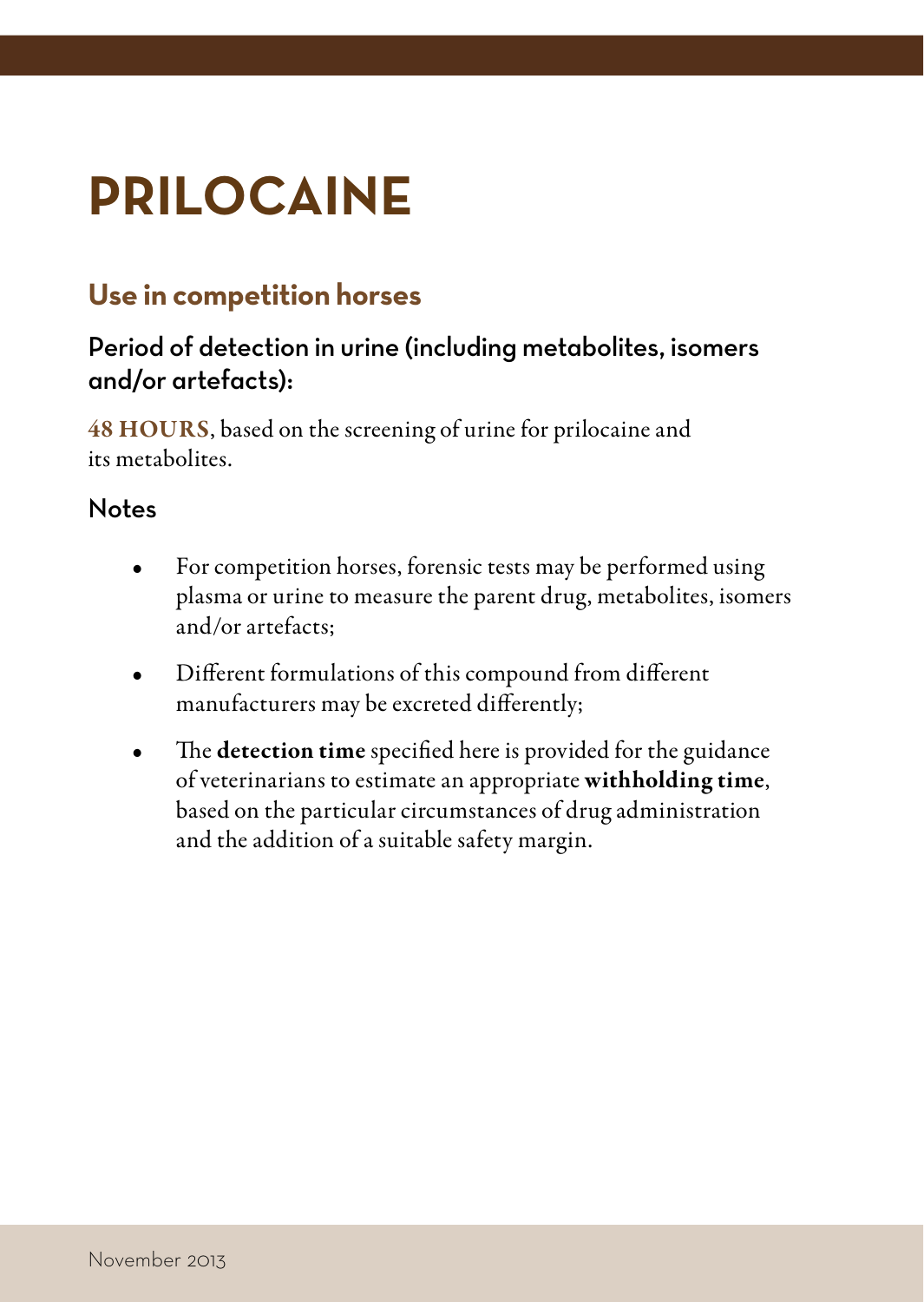# PRILOCAINE

## Use in competition horses

### Period of detection in urine (including metabolites, isomers and/or artefacts):

**48 HOURS**, based on the screening of urine for prilocaine and its metabolites.

### Notes

- For competition horses, forensic tests may be performed using plasma or urine to measure the parent drug, metabolites, isomers and/or artefacts;
- Different formulations of this compound from different manufacturers may be excreted differently;
- The **detection time** specified here is provided for the guidance of veterinarians to estimate an appropriate **withholding time**, based on the particular circumstances of drug administration and the addition of a suitable safety margin.

November 2013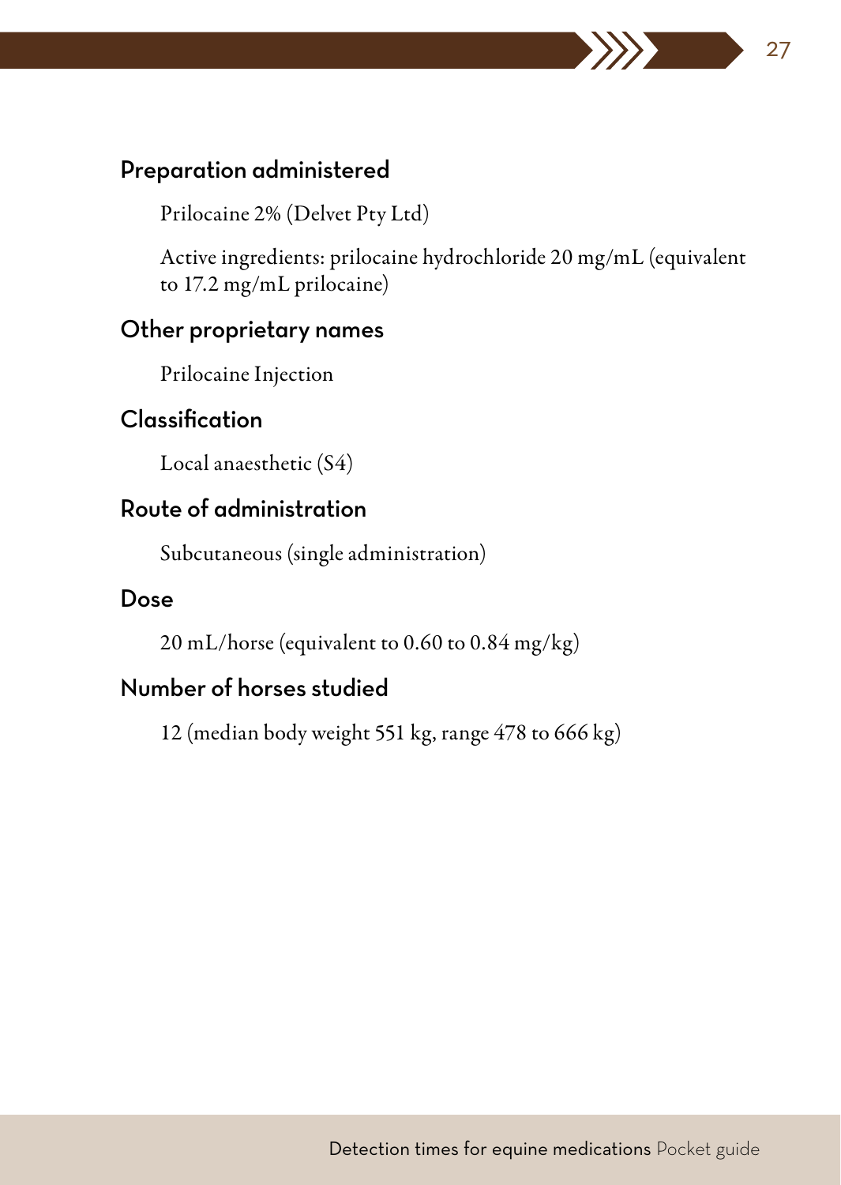## Preparation administered

Prilocaine 2% (Delvet Pty Ltd)

Active ingredients: prilocaine hydrochloride 20 mg/mL (equivalent to 17.2 mg/mL prilocaine)

## Other proprietary names

Prilocaine Injection

## Classification

Local anaesthetic (S4)

## Route of administration

Subcutaneous (single administration)

## Dose

20 mL/horse (equivalent to 0.60 to 0.84 mg/kg)

## Number of horses studied

12 (median body weight 551 kg, range 478 to 666 kg)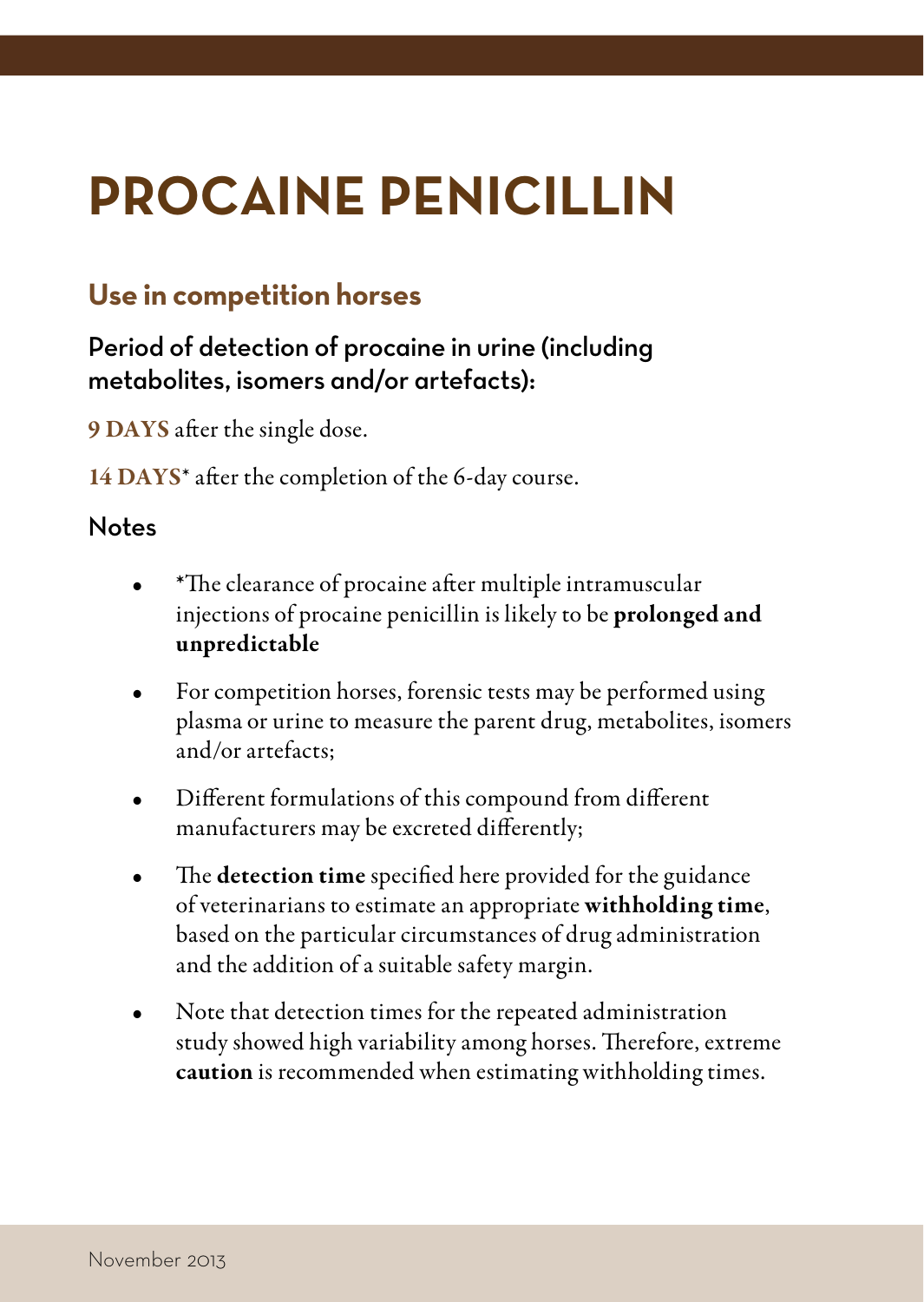# PROCAINE PENICILLIN

## Use in competition horses

### Period of detection of procaine in urine (including metabolites, isomers and/or artefacts):

**9 DAYS** after the single dose.

**14 DAYS*** after the completion of the 6-day course.

### Notes

- *The clearance of procaine after multiple intramuscular injections of procaine penicillin is likely to be **prolonged and unpredictable**
- For competition horses, forensic tests may be performed using plasma or urine to measure the parent drug, metabolites, isomers and/or artefacts;
- Different formulations of this compound from different manufacturers may be excreted differently;
- The **detection time** specified here provided for the guidance of veterinarians to estimate an appropriate **withholding time**, based on the particular circumstances of drug administration and the addition of a suitable safety margin.
- Note that detection times for the repeated administration study showed high variability among horses. Therefore, extreme **caution** is recommended when estimating withholding times.

November 2013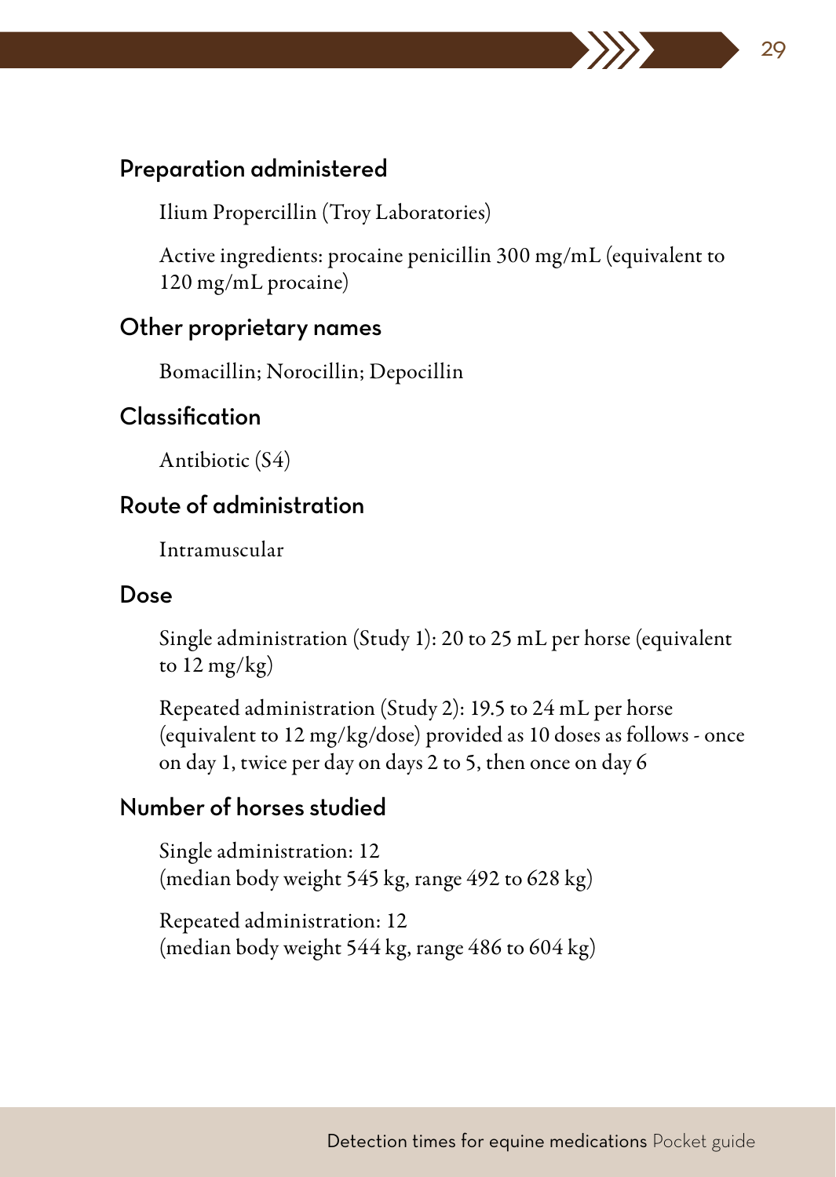## Preparation administered

Ilium Propercillin (Troy Laboratories)

Active ingredients: procaine penicillin 300 mg/mL (equivalent to 120 mg/mL procaine)

## Other proprietary names

Bomacillin; Norocillin; Depocillin

## Classification

Antibiotic (S4)

## Route of administration

Intramuscular

## Dose

Single administration (Study 1): 20 to 25 mL per horse (equivalent to 12 mg/kg)

Repeated administration (Study 2): 19.5 to 24 mL per horse (equivalent to 12 mg/kg/dose) provided as 10 doses as follows - once on day 1, twice per day on days 2 to 5, then once on day 6

## Number of horses studied

Single administration: 12
(median body weight 545 kg, range 492 to 628 kg)

Repeated administration: 12
(median body weight 544 kg, range 486 to 604 kg)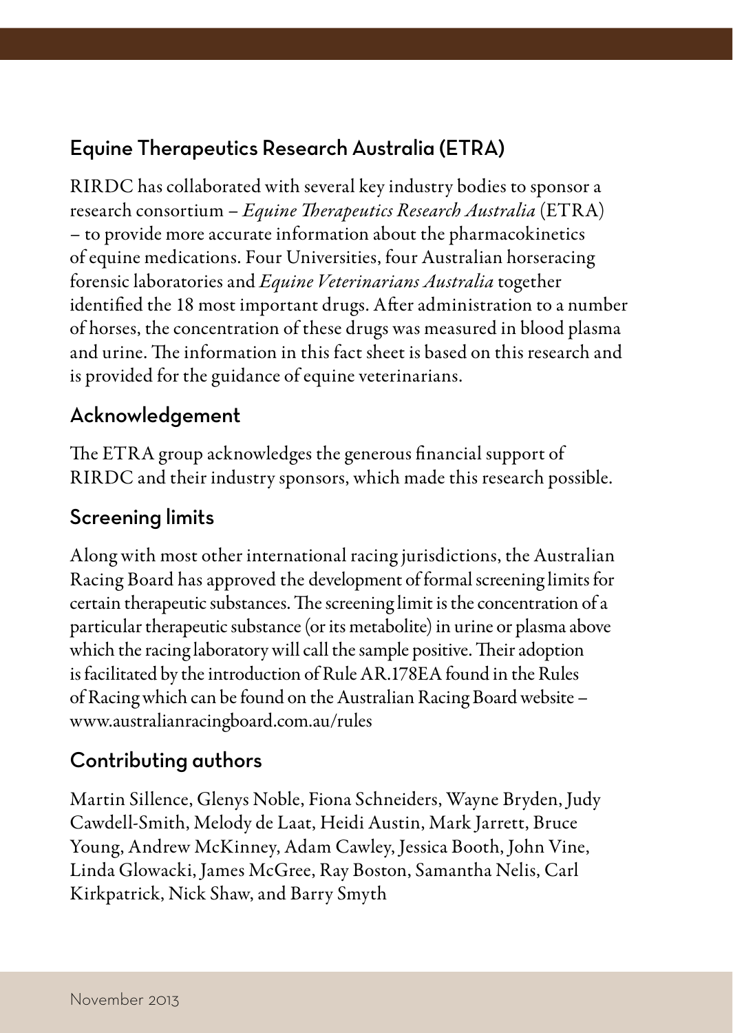## Equine Therapeutics Research Australia (ETRA)

RIRDC has collaborated with several key industry bodies to sponsor a research consortium – *Equine Therapeutics Research Australia* (ETRA) – to provide more accurate information about the pharmacokinetics of equine medications. Four Universities, four Australian horseracing forensic laboratories and *Equine Veterinarians Australia* together identified the 18 most important drugs. After administration to a number of horses, the concentration of these drugs was measured in blood plasma and urine. The information in this fact sheet is based on this research and is provided for the guidance of equine veterinarians.

## Acknowledgement

The ETRA group acknowledges the generous financial support of RIRDC and their industry sponsors, which made this research possible.

## Screening limits

Along with most other international racing jurisdictions, the Australian Racing Board has approved the development of formal screening limits for certain therapeutic substances. The screening limit is the concentration of a particular therapeutic substance (or its metabolite) in urine or plasma above which the racing laboratory will call the sample positive. Their adoption is facilitated by the introduction of Rule AR.178EA found in the Rules of Racing which can be found on the Australian Racing Board website – www.australianracingboard.com.au/rules

## Contributing authors

Martin Sillence, Glenys Noble, Fiona Schneiders, Wayne Bryden, Judy Cawdell-Smith, Melody de Laat, Heidi Austin, Mark Jarrett, Bruce Young, Andrew McKinney, Adam Cawley, Jessica Booth, John Vine, Linda Glowacki, James McGree, Ray Boston, Samantha Nelis, Carl Kirkpatrick, Nick Shaw, and Barry Smyth

November 2013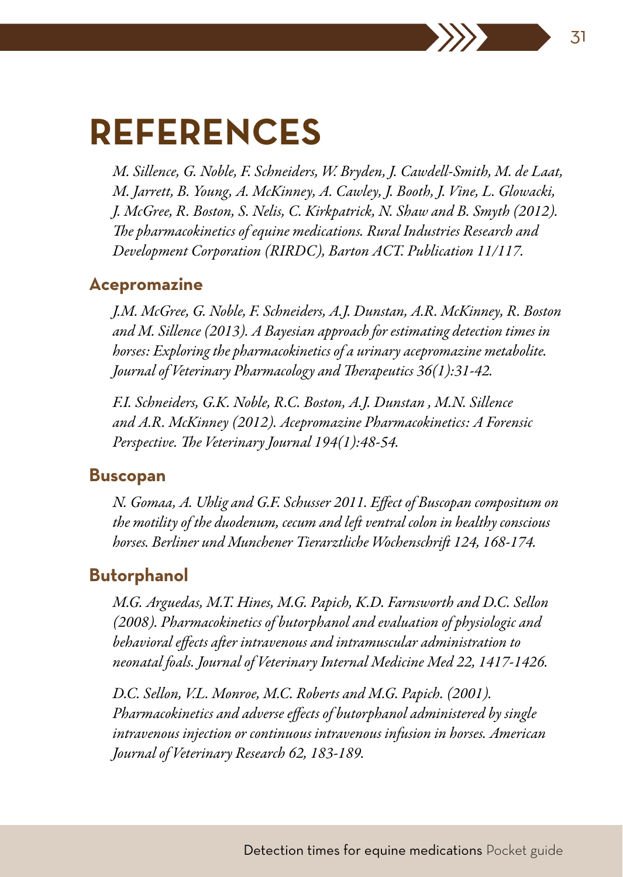# REFERENCES

*M. Sillence, G. Noble, F. Schneiders, W. Bryden, J. Cawdell-Smith, M. de Laat, M. Jarrett, B. Young, A. McKinney, A. Cawley, J. Booth, J. Vine, L. Glowacki, J. McGree, R. Boston, S. Nelis, C. Kirkpatrick, N. Shaw and B. Smyth (2012). The pharmacokinetics of equine medications. Rural Industries Research and Development Corporation (RIRDC), Barton ACT. Publication 11/117.*

## Acepromazine

*J.M. McGree, G. Noble, F. Schneiders, A.J. Dunstan, A.R. McKinney, R. Boston and M. Sillence (2013). A Bayesian approach for estimating detection times in horses: Exploring the pharmacokinetics of a urinary acepromazine metabolite. Journal of Veterinary Pharmacology and Therapeutics 36(1):31-42.*

*F.I. Schneiders, G.K. Noble, R.C. Boston, A.J. Dunstan , M.N. Sillence and A.R. McKinney (2012). Acepromazine Pharmacokinetics: A Forensic Perspective. The Veterinary Journal 194(1):48-54.*

## Buscopan

*N. Gomaa, A. Uhlig and G.F. Schusser 2011. Effect of Buscopan compositum on the motility of the duodenum, cecum and left ventral colon in healthy conscious horses. Berliner und Munchener Tierarztliche Wochenschrift 124, 168-174.*

## Butorphanol

*M.G. Arguedas, M.T. Hines, M.G. Papich, K.D. Farnsworth and D.C. Sellon (2008). Pharmacokinetics of butorphanol and evaluation of physiologic and behavioral effects after intravenous and intramuscular administration to neonatal foals. Journal of Veterinary Internal Medicine Med 22, 1417-1426.*

*D.C. Sellon, V.L. Monroe, M.C. Roberts and M.G. Papich. (2001). Pharmacokinetics and adverse effects of butorphanol administered by single intravenous injection or continuous intravenous infusion in horses. American Journal of Veterinary Research 62, 183-189.*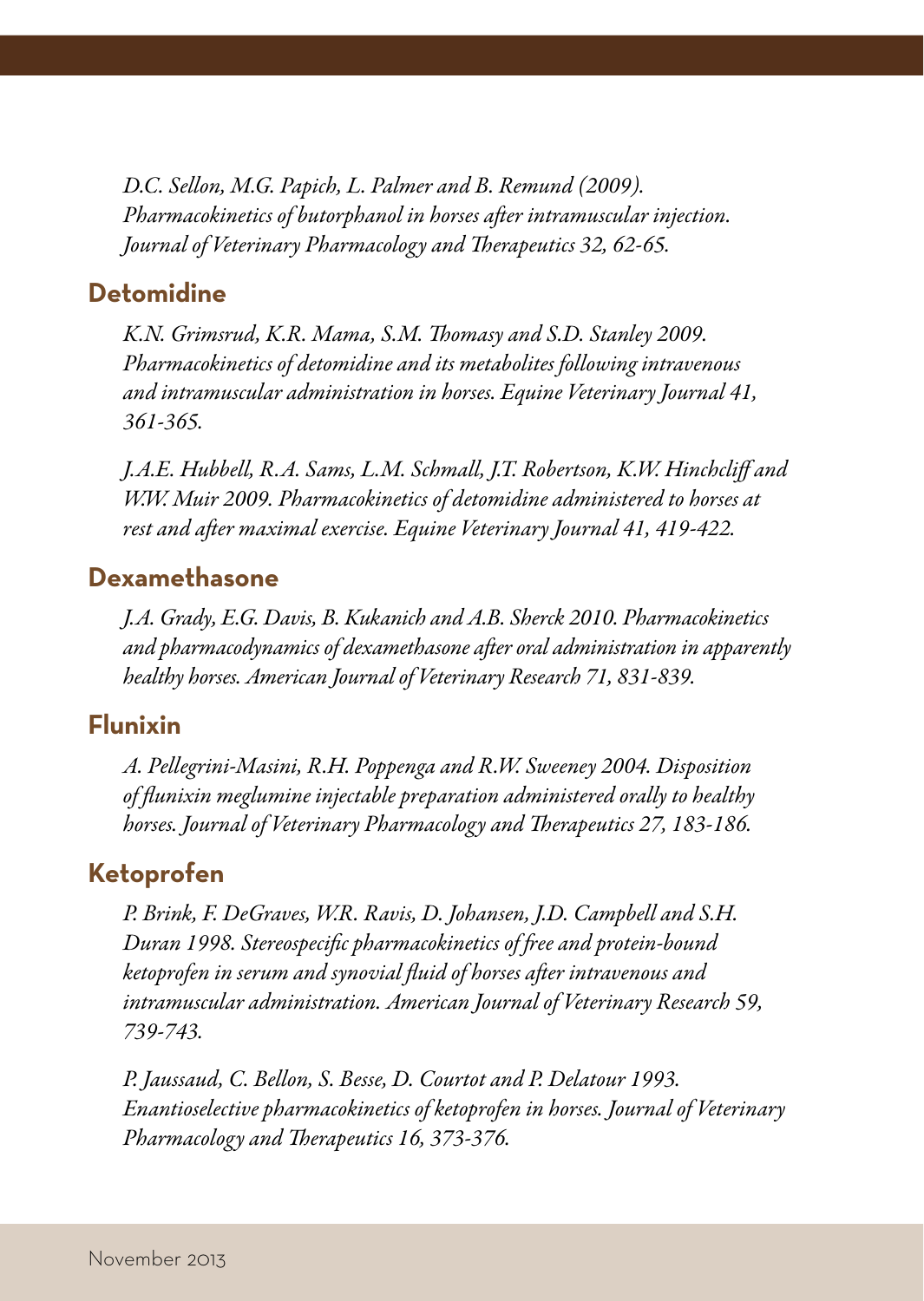*D.C. Sellon, M.G. Papich, L. Palmer and B. Remund (2009). Pharmacokinetics of butorphanol in horses after intramuscular injection. Journal of Veterinary Pharmacology and Therapeutics 32, 62-65.*

## Detomidine

*K.N. Grimsrud, K.R. Mama, S.M. Thomasy and S.D. Stanley 2009. Pharmacokinetics of detomidine and its metabolites following intravenous and intramuscular administration in horses. Equine Veterinary Journal 41, 361-365.*

*J.A.E. Hubbell, R.A. Sams, L.M. Schmall, J.T. Robertson, K.W. Hinchcliff and W.W. Muir 2009. Pharmacokinetics of detomidine administered to horses at rest and after maximal exercise. Equine Veterinary Journal 41, 419-422.*

## Dexamethasone

*J.A. Grady, E.G. Davis, B. Kukanich and A.B. Sherck 2010. Pharmacokinetics and pharmacodynamics of dexamethasone after oral administration in apparently healthy horses. American Journal of Veterinary Research 71, 831-839.*

## Flunixin

*A. Pellegrini-Masini, R.H. Poppenga and R.W. Sweeney 2004. Disposition of flunixin meglumine injectable preparation administered orally to healthy horses. Journal of Veterinary Pharmacology and Therapeutics 27, 183-186.*

## Ketoprofen

*P. Brink, F. DeGraves, W.R. Ravis, D. Johansen, J.D. Campbell and S.H. Duran 1998. Stereospecific pharmacokinetics of free and protein-bound ketoprofen in serum and synovial fluid of horses after intravenous and intramuscular administration. American Journal of Veterinary Research 59, 739-743.*

*P. Jaussaud, C. Bellon, S. Besse, D. Courtot and P. Delatour 1993. Enantioselective pharmacokinetics of ketoprofen in horses. Journal of Veterinary Pharmacology and Therapeutics 16, 373-376.*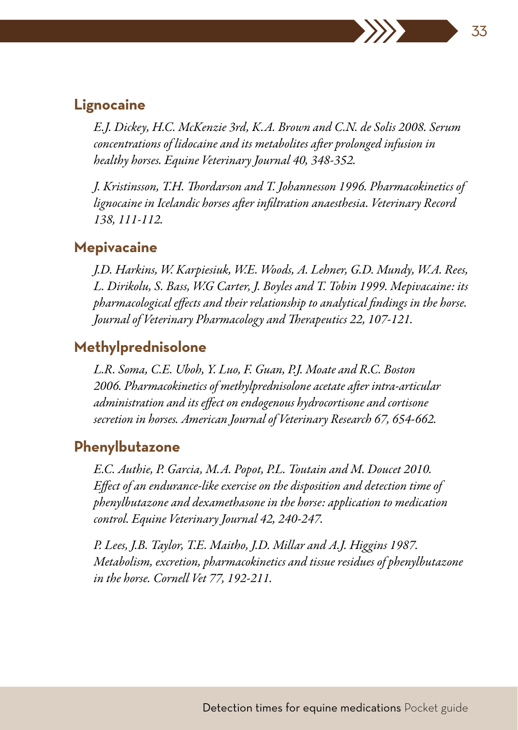## Lignocaine

*E.J. Dickey, H.C. McKenzie 3rd, K.A. Brown and C.N. de Solis 2008. Serum concentrations of lidocaine and its metabolites after prolonged infusion in healthy horses. Equine Veterinary Journal 40, 348-352.*

*J. Kristinsson, T.H. Thordarson and T. Johannesson 1996. Pharmacokinetics of lignocaine in Icelandic horses after infiltration anaesthesia. Veterinary Record 138, 111-112.*

## Mepivacaine

*J.D. Harkins, W. Karpiesiuk, W.E. Woods, A. Lehner, G.D. Mundy, W.A. Rees, L. Dirikolu, S. Bass, W.G Carter, J. Boyles and T. Tobin 1999. Mepivacaine: its pharmacological effects and their relationship to analytical findings in the horse. Journal of Veterinary Pharmacology and Therapeutics 22, 107-121.*

## Methylprednisolone

*L.R. Soma, C.E. Uboh, Y. Luo, F. Guan, P.J. Moate and R.C. Boston 2006. Pharmacokinetics of methylprednisolone acetate after intra-articular administration and its effect on endogenous hydrocortisone and cortisone secretion in horses. American Journal of Veterinary Research 67, 654-662.*

## Phenylbutazone

*E.C. Authie, P. Garcia, M.A. Popot, P.L. Toutain and M. Doucet 2010. Effect of an endurance-like exercise on the disposition and detection time of phenylbutazone and dexamethasone in the horse: application to medication control. Equine Veterinary Journal 42, 240-247.*

*P. Lees, J.B. Taylor, T.E. Maitho, J.D. Millar and A.J. Higgins 1987. Metabolism, excretion, pharmacokinetics and tissue residues of phenylbutazone in the horse. Cornell Vet 77, 192-211.*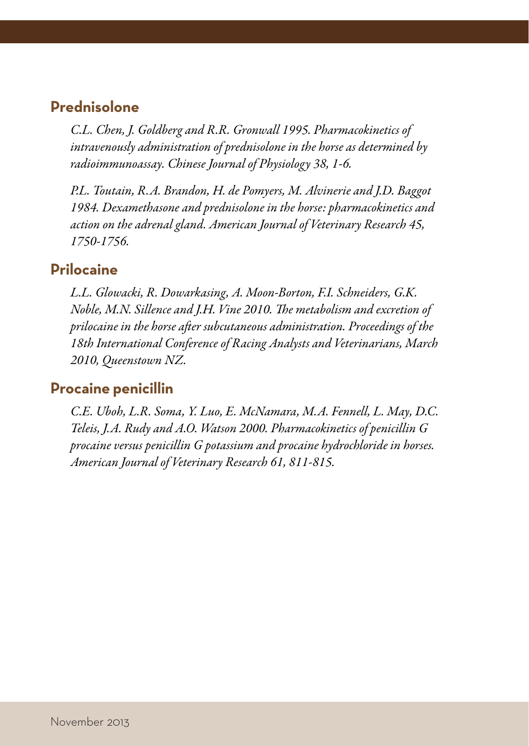## Prednisolone

*C.L. Chen, J. Goldberg and R.R. Gronwall 1995. Pharmacokinetics of intravenously administration of prednisolone in the horse as determined by radioimmunoassay. Chinese Journal of Physiology 38, 1-6.*

*P.L. Toutain, R.A. Brandon, H. de Pomyers, M. Alvinerie and J.D. Baggot 1984. Dexamethasone and prednisolone in the horse: pharmacokinetics and action on the adrenal gland. American Journal of Veterinary Research 45, 1750-1756.*

## Prilocaine

*L.L. Glowacki, R. Dowarkasing, A. Moon-Borton, F.I. Schneiders, G.K. Noble, M.N. Sillence and J.H. Vine 2010. The metabolism and excretion of prilocaine in the horse after subcutaneous administration. Proceedings of the 18th International Conference of Racing Analysts and Veterinarians, March 2010, Queenstown NZ.*

## Procaine penicillin

*C.E. Uboh, L.R. Soma, Y. Luo, E. McNamara, M.A. Fennell, L. May, D.C. Teleis, J.A. Rudy and A.O. Watson 2000. Pharmacokinetics of penicillin G procaine versus penicillin G potassium and procaine hydrochloride in horses. American Journal of Veterinary Research 61, 811-815.*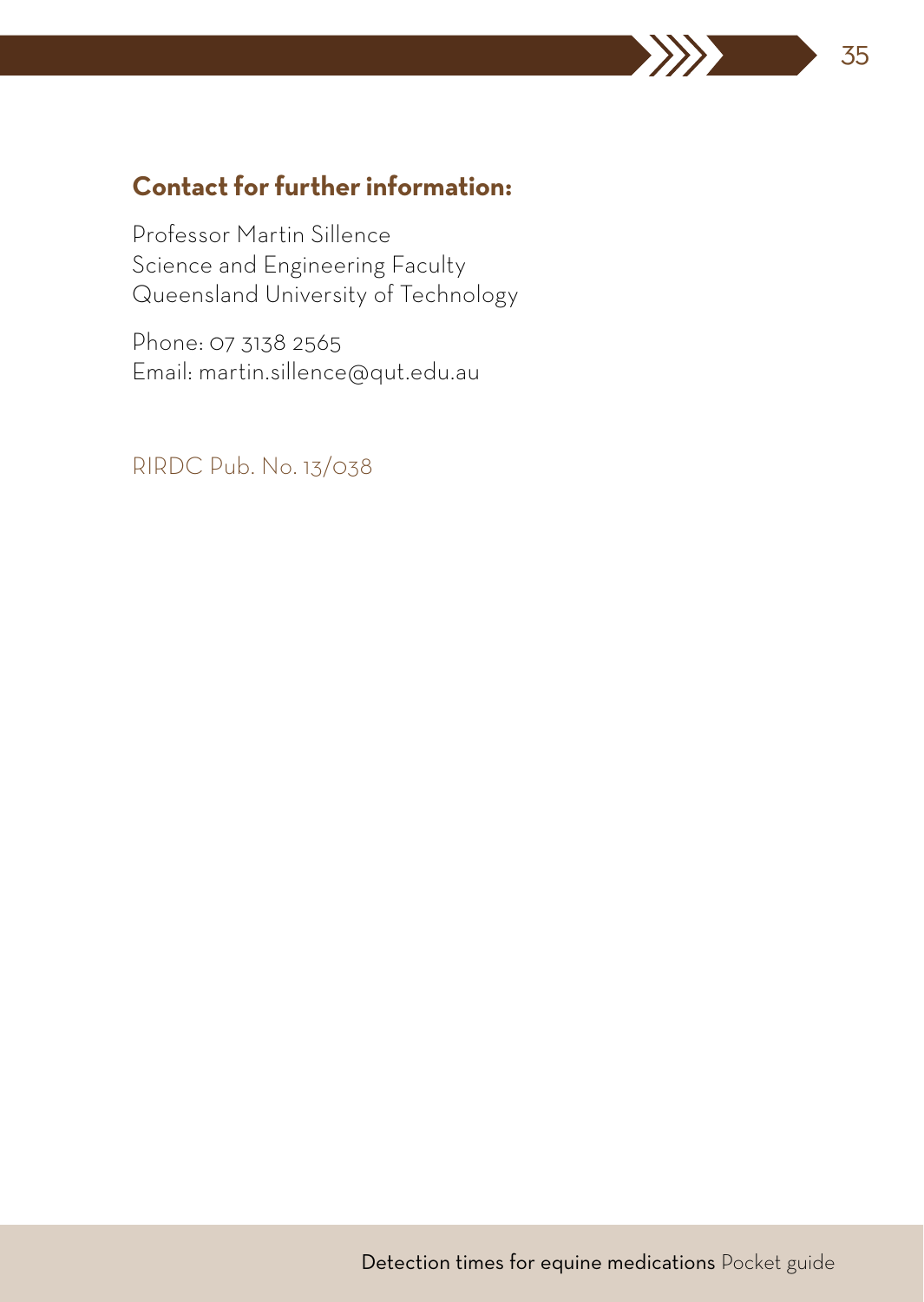## Contact for further information:

Professor Martin Sillence
Science and Engineering Faculty
Queensland University of Technology

Phone: 07 3138 2565
Email: martin.sillence@qut.edu.au

RIRDC Pub. No. 13/038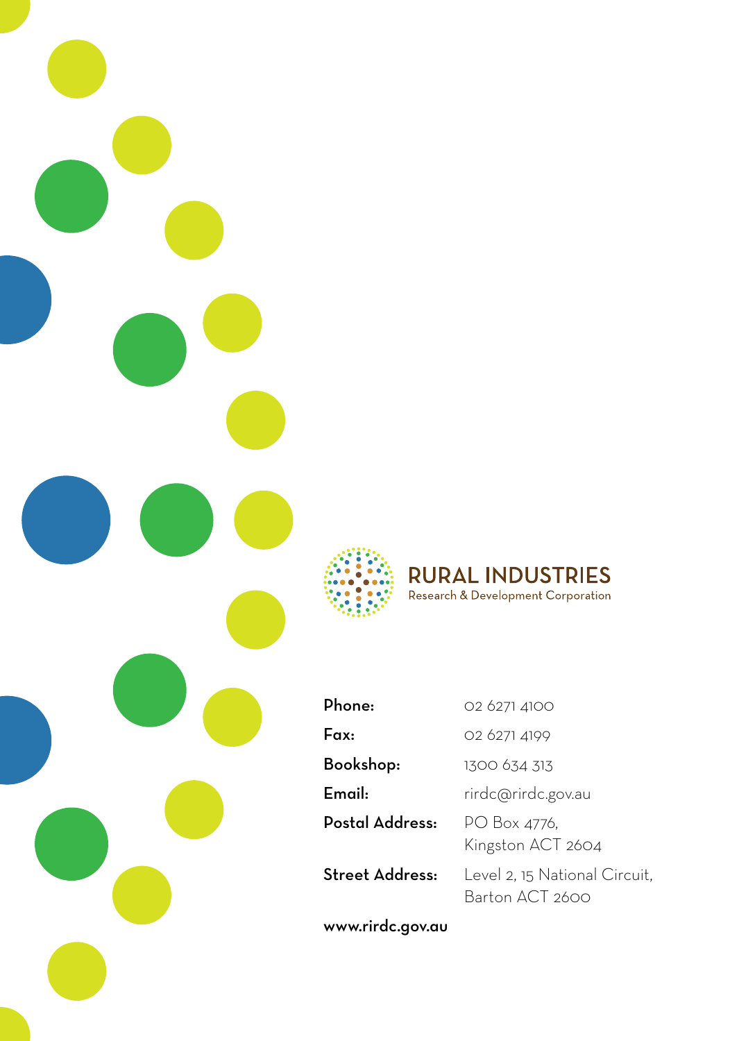**RURAL INDUSTRIES**
Research & Development Corporation

| | |
|---|---|
| **Phone:** | 02 6271 4100 |
| **Fax:** | 02 6271 4199 |
| **Bookshop:** | 1300 634 313 |
| **Email:** | rirdc@rirdc.gov.au |
| **Postal Address:** | PO Box 4776, Kingston ACT 2604 |
| **Street Address:** | Level 2, 15 National Circuit, Barton ACT 2600 |

**www.rirdc.gov.au**